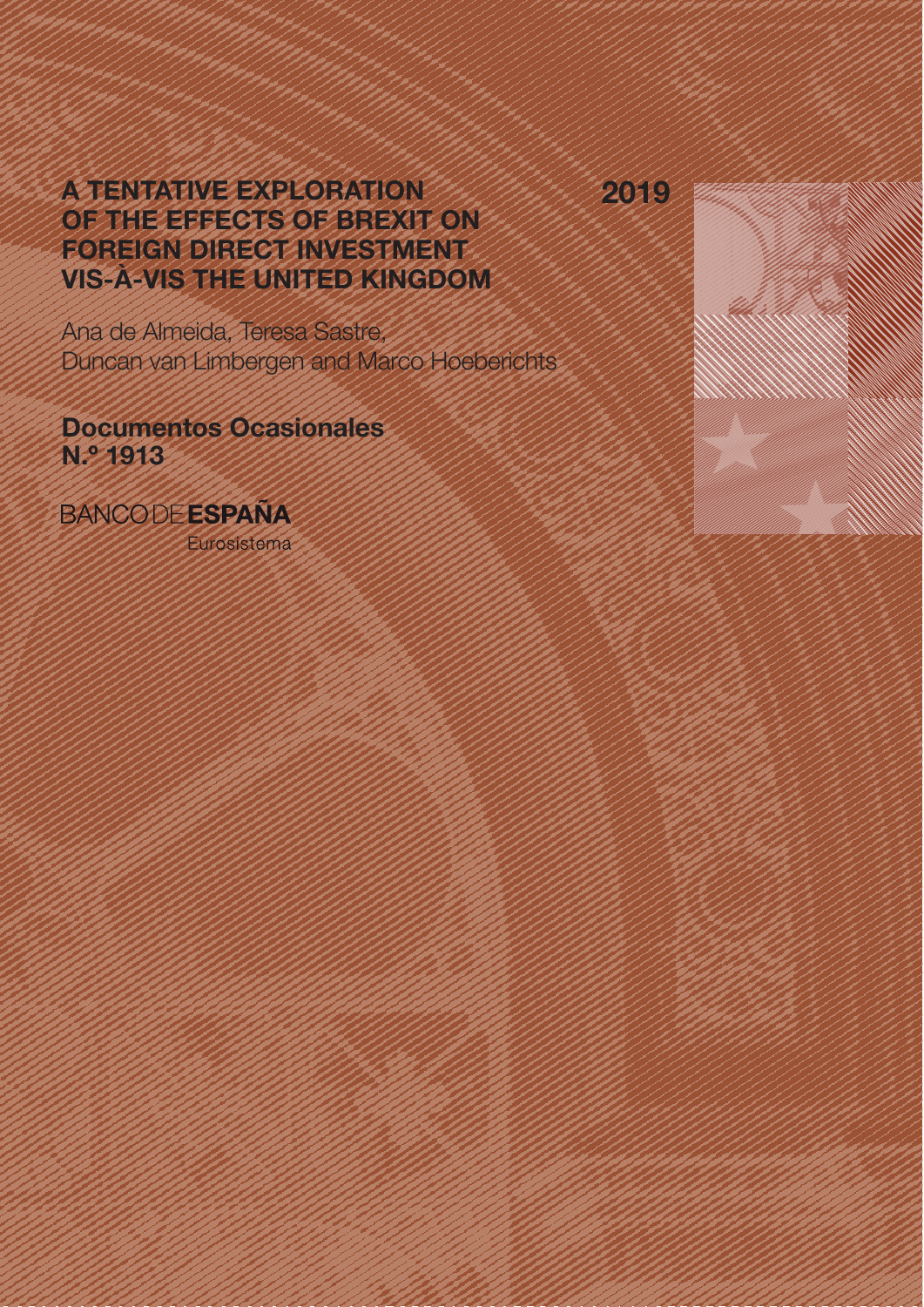# A TENTATIVE EXPLORATION OF THE EFFECTS OF BREXIT ON FOREIGN DIRECT INVESTMENT VIS-À-VIS THE UNITED KINGDOM

2019

Ana de Almeida, Teresa Sastre, Duncan van Limbergen and Marco Hoeberichts

**Documentos Ocasionales N.º 1913**

BANCO DE **ESPAÑA**

Eurosistema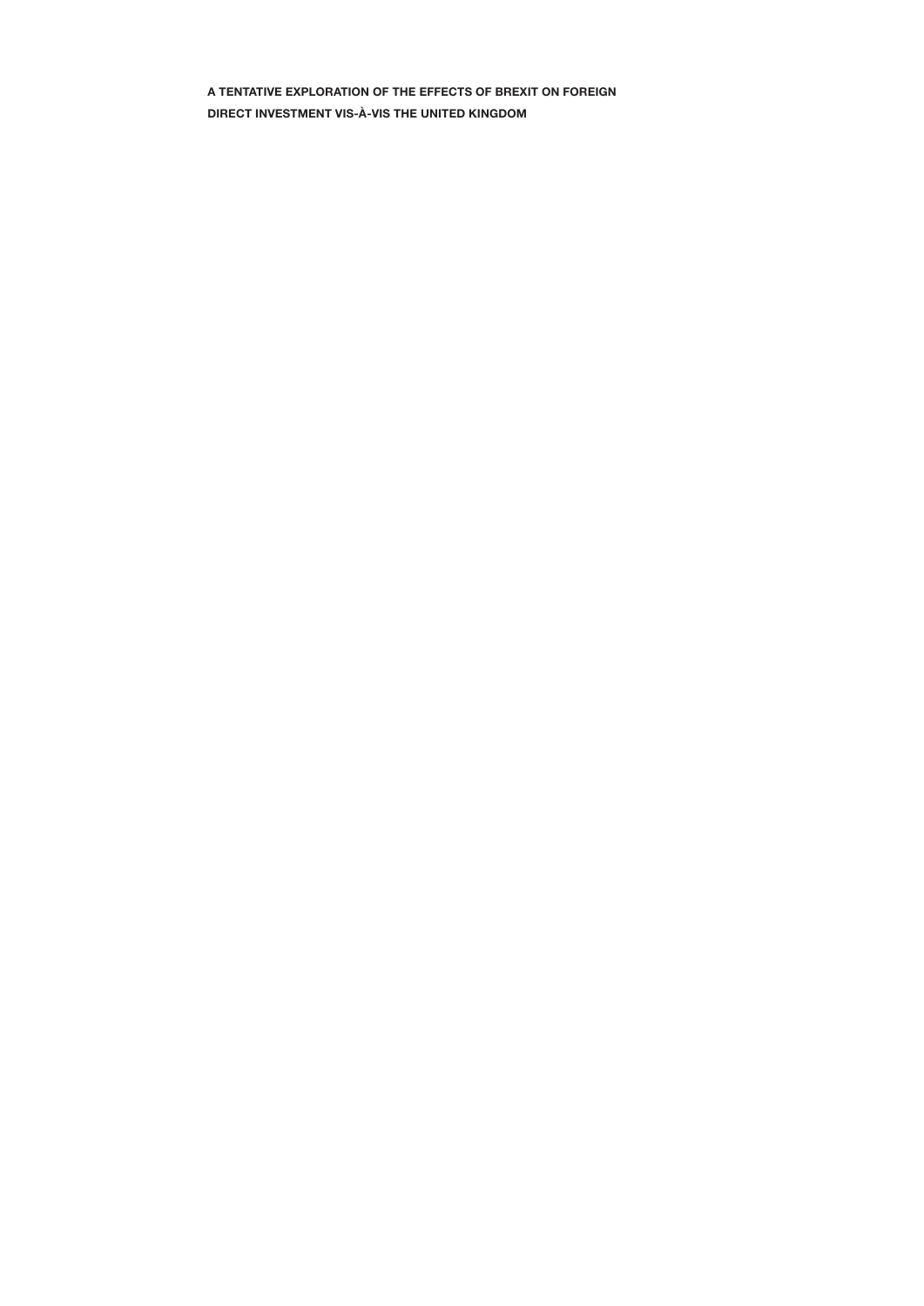**A TENTATIVE EXPLORATION OF THE EFFECTS OF BREXIT ON FOREIGN DIRECT INVESTMENT VIS-À-VIS THE UNITED KINGDOM**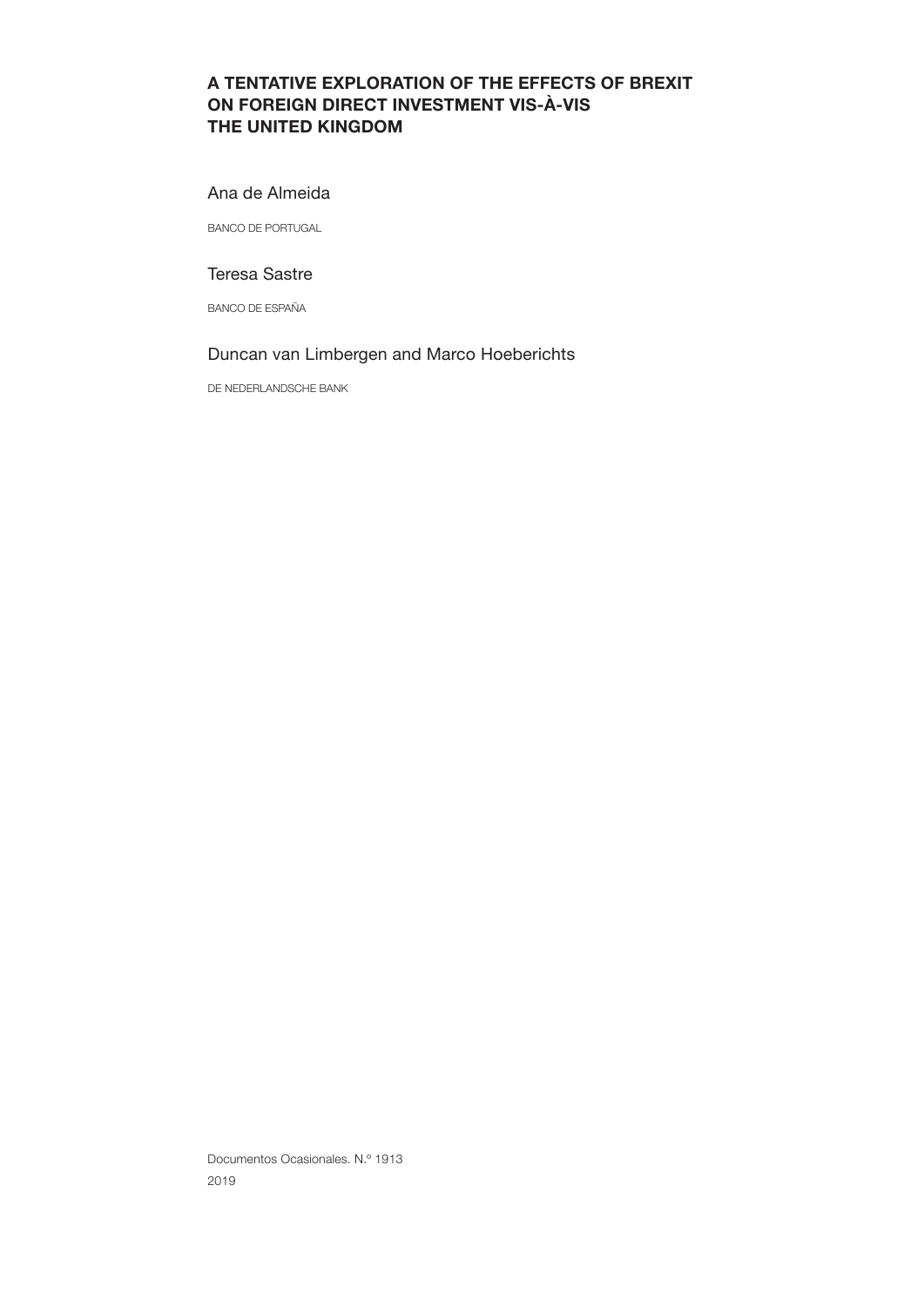# A TENTATIVE EXPLORATION OF THE EFFECTS OF BREXIT ON FOREIGN DIRECT INVESTMENT VIS-À-VIS THE UNITED KINGDOM

Ana de Almeida

BANCO DE PORTUGAL

Teresa Sastre

BANCO DE ESPAÑA

Duncan van Limbergen and Marco Hoeberichts

DE NEDERLANDSCHE BANK

Documentos Ocasionales. N.º 1913

2019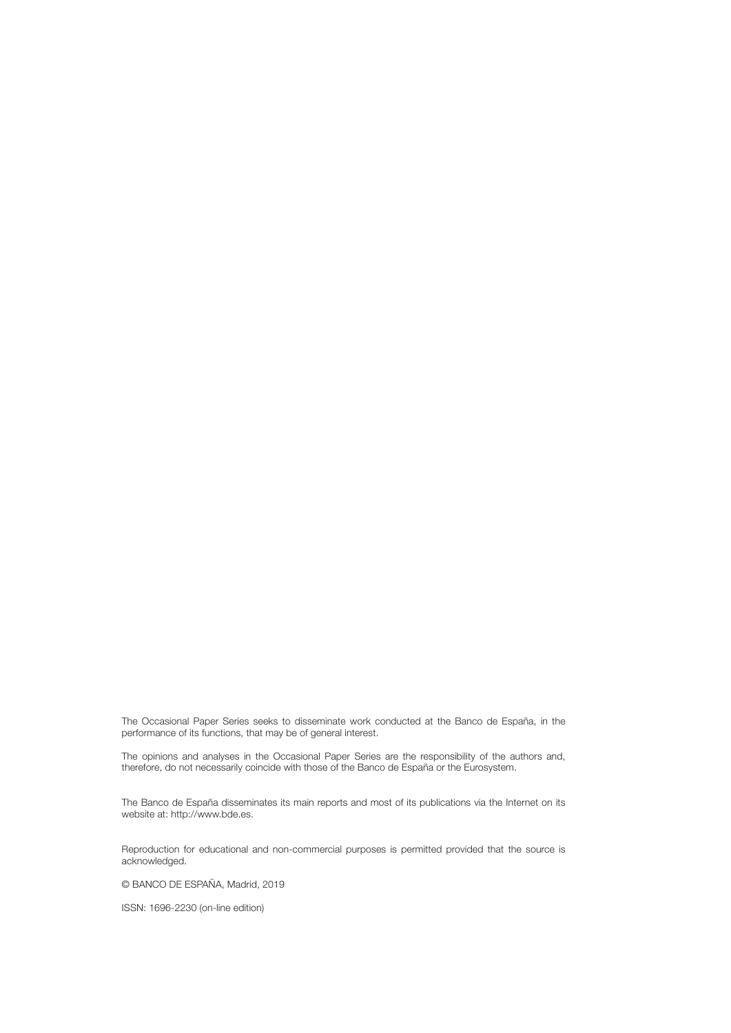The Occasional Paper Series seeks to disseminate work conducted at the Banco de España, in the performance of its functions, that may be of general interest.

The opinions and analyses in the Occasional Paper Series are the responsibility of the authors and, therefore, do not necessarily coincide with those of the Banco de España or the Eurosystem.

The Banco de España disseminates its main reports and most of its publications via the Internet on its website at: http://www.bde.es.

Reproduction for educational and non-commercial purposes is permitted provided that the source is acknowledged.

© BANCO DE ESPAÑA, Madrid, 2019

ISSN: 1696-2230 (on-line edition)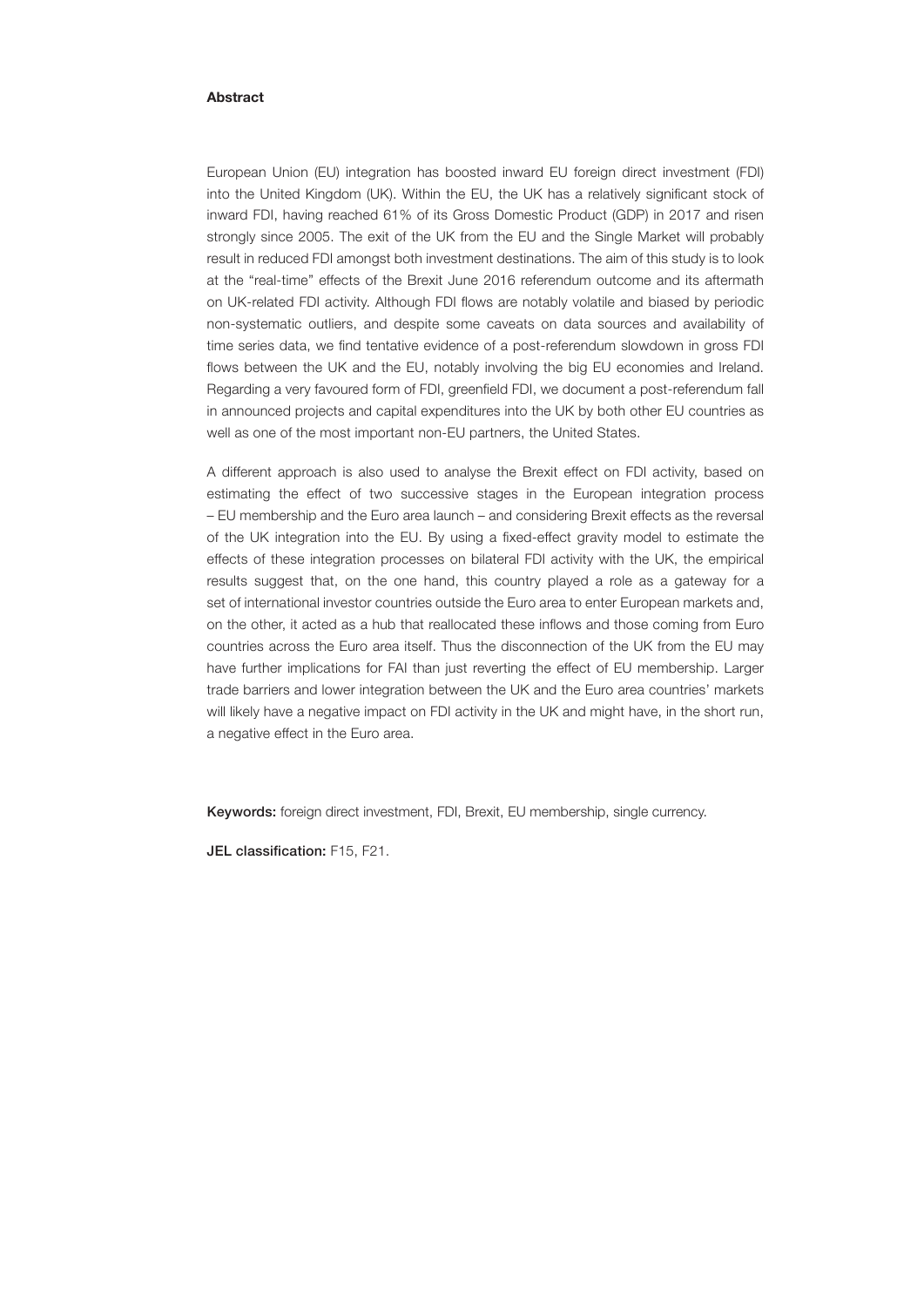**Abstract**

European Union (EU) integration has boosted inward EU foreign direct investment (FDI) into the United Kingdom (UK). Within the EU, the UK has a relatively significant stock of inward FDI, having reached 61% of its Gross Domestic Product (GDP) in 2017 and risen strongly since 2005. The exit of the UK from the EU and the Single Market will probably result in reduced FDI amongst both investment destinations. The aim of this study is to look at the "real-time" effects of the Brexit June 2016 referendum outcome and its aftermath on UK-related FDI activity. Although FDI flows are notably volatile and biased by periodic non-systematic outliers, and despite some caveats on data sources and availability of time series data, we find tentative evidence of a post-referendum slowdown in gross FDI flows between the UK and the EU, notably involving the big EU economies and Ireland. Regarding a very favoured form of FDI, greenfield FDI, we document a post-referendum fall in announced projects and capital expenditures into the UK by both other EU countries as well as one of the most important non-EU partners, the United States.

A different approach is also used to analyse the Brexit effect on FDI activity, based on estimating the effect of two successive stages in the European integration process – EU membership and the Euro area launch – and considering Brexit effects as the reversal of the UK integration into the EU. By using a fixed-effect gravity model to estimate the effects of these integration processes on bilateral FDI activity with the UK, the empirical results suggest that, on the one hand, this country played a role as a gateway for a set of international investor countries outside the Euro area to enter European markets and, on the other, it acted as a hub that reallocated these inflows and those coming from Euro countries across the Euro area itself. Thus the disconnection of the UK from the EU may have further implications for FAI than just reverting the effect of EU membership. Larger trade barriers and lower integration between the UK and the Euro area countries' markets will likely have a negative impact on FDI activity in the UK and might have, in the short run, a negative effect in the Euro area.

**Keywords:** foreign direct investment, FDI, Brexit, EU membership, single currency.

**JEL classification:** F15, F21.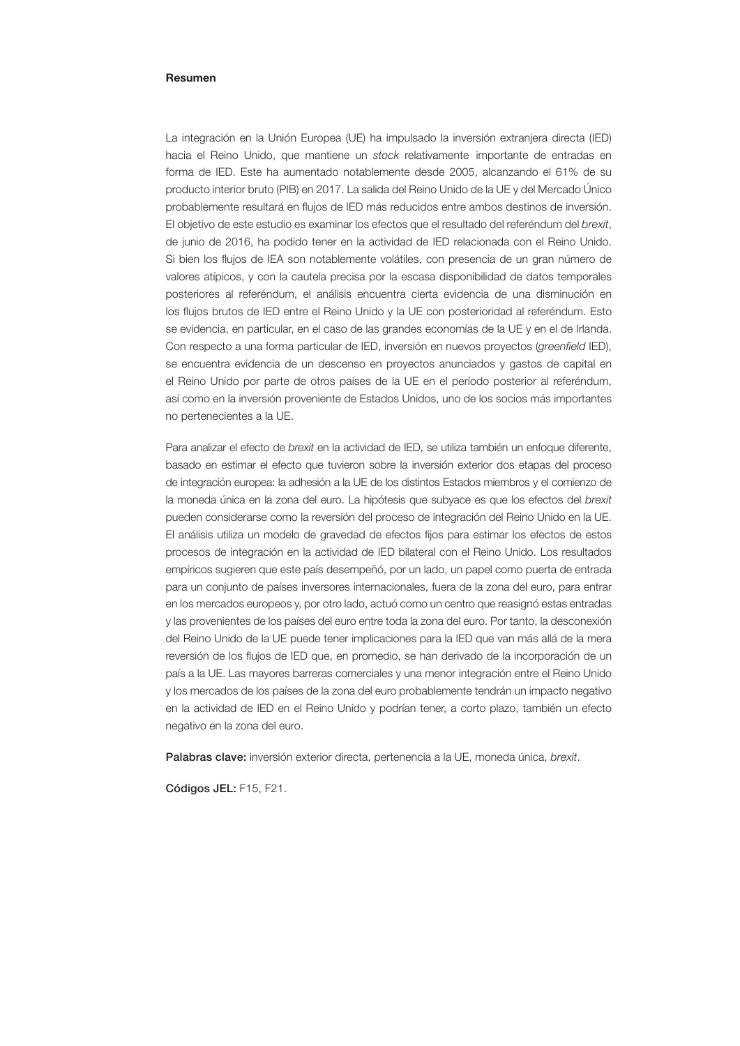**Resumen**

La integración en la Unión Europea (UE) ha impulsado la inversión extranjera directa (IED) hacia el Reino Unido, que mantiene un *stock* relativamente importante de entradas en forma de IED. Este ha aumentado notablemente desde 2005, alcanzando el 61% de su producto interior bruto (PIB) en 2017. La salida del Reino Unido de la UE y del Mercado Único probablemente resultará en flujos de IED más reducidos entre ambos destinos de inversión. El objetivo de este estudio es examinar los efectos que el resultado del referéndum del *brexit*, de junio de 2016, ha podido tener en la actividad de IED relacionada con el Reino Unido. Si bien los flujos de IEA son notablemente volátiles, con presencia de un gran número de valores atípicos, y con la cautela precisa por la escasa disponibilidad de datos temporales posteriores al referéndum, el análisis encuentra cierta evidencia de una disminución en los flujos brutos de IED entre el Reino Unido y la UE con posterioridad al referéndum. Esto se evidencia, en particular, en el caso de las grandes economías de la UE y en el de Irlanda. Con respecto a una forma particular de IED, inversión en nuevos proyectos (*greenfield* IED), se encuentra evidencia de un descenso en proyectos anunciados y gastos de capital en el Reino Unido por parte de otros países de la UE en el período posterior al referéndum, así como en la inversión proveniente de Estados Unidos, uno de los socios más importantes no pertenecientes a la UE.

Para analizar el efecto de *brexit* en la actividad de IED, se utiliza también un enfoque diferente, basado en estimar el efecto que tuvieron sobre la inversión exterior dos etapas del proceso de integración europea: la adhesión a la UE de los distintos Estados miembros y el comienzo de la moneda única en la zona del euro. La hipótesis que subyace es que los efectos del *brexit* pueden considerarse como la reversión del proceso de integración del Reino Unido en la UE. El análisis utiliza un modelo de gravedad de efectos fijos para estimar los efectos de estos procesos de integración en la actividad de IED bilateral con el Reino Unido. Los resultados empíricos sugieren que este país desempeñó, por un lado, un papel como puerta de entrada para un conjunto de países inversores internacionales, fuera de la zona del euro, para entrar en los mercados europeos y, por otro lado, actuó como un centro que reasignó estas entradas y las provenientes de los países del euro entre toda la zona del euro. Por tanto, la desconexión del Reino Unido de la UE puede tener implicaciones para la IED que van más allá de la mera reversión de los flujos de IED que, en promedio, se han derivado de la incorporación de un país a la UE. Las mayores barreras comerciales y una menor integración entre el Reino Unido y los mercados de los países de la zona del euro probablemente tendrán un impacto negativo en la actividad de IED en el Reino Unido y podrían tener, a corto plazo, también un efecto negativo en la zona del euro.

**Palabras clave:** inversión exterior directa, pertenencia a la UE, moneda única, *brexit*.

**Códigos JEL:** F15, F21.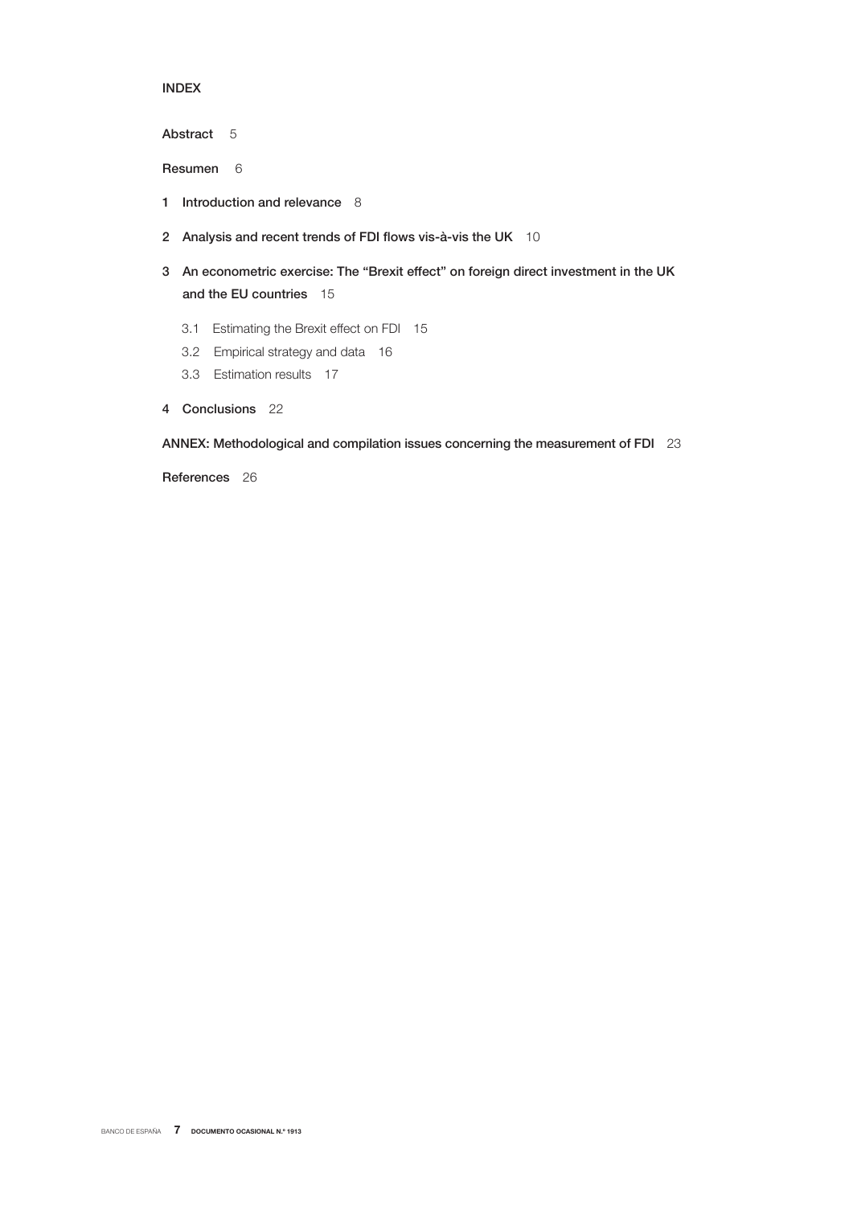# INDEX

Abstract 5

Resumen 6

1 Introduction and relevance 8

2 Analysis and recent trends of FDI flows vis-à-vis the UK 10

3 An econometric exercise: The "Brexit effect" on foreign direct investment in the UK and the EU countries 15

- 3.1 Estimating the Brexit effect on FDI 15
- 3.2 Empirical strategy and data 16
- 3.3 Estimation results 17

4 Conclusions 22

ANNEX: Methodological and compilation issues concerning the measurement of FDI 23

References 26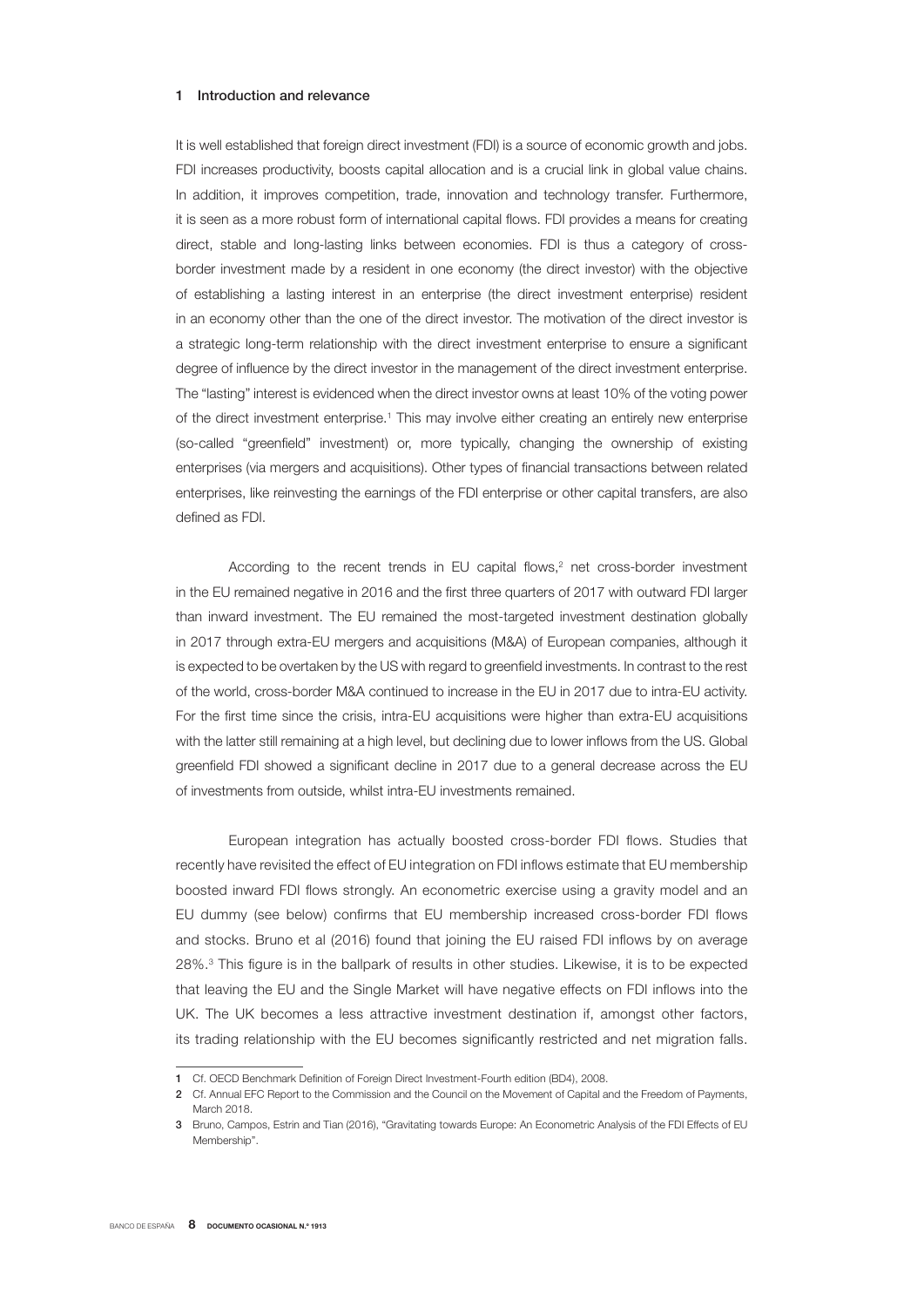## 1 Introduction and relevance

It is well established that foreign direct investment (FDI) is a source of economic growth and jobs. FDI increases productivity, boosts capital allocation and is a crucial link in global value chains. In addition, it improves competition, trade, innovation and technology transfer. Furthermore, it is seen as a more robust form of international capital flows. FDI provides a means for creating direct, stable and long-lasting links between economies. FDI is thus a category of cross-border investment made by a resident in one economy (the direct investor) with the objective of establishing a lasting interest in an enterprise (the direct investment enterprise) resident in an economy other than the one of the direct investor. The motivation of the direct investor is a strategic long-term relationship with the direct investment enterprise to ensure a significant degree of influence by the direct investor in the management of the direct investment enterprise. The "lasting" interest is evidenced when the direct investor owns at least 10% of the voting power of the direct investment enterprise.[1] This may involve either creating an entirely new enterprise (so-called "greenfield" investment) or, more typically, changing the ownership of existing enterprises (via mergers and acquisitions). Other types of financial transactions between related enterprises, like reinvesting the earnings of the FDI enterprise or other capital transfers, are also defined as FDI.

According to the recent trends in EU capital flows,[2] net cross-border investment in the EU remained negative in 2016 and the first three quarters of 2017 with outward FDI larger than inward investment. The EU remained the most-targeted investment destination globally in 2017 through extra-EU mergers and acquisitions (M&A) of European companies, although it is expected to be overtaken by the US with regard to greenfield investments. In contrast to the rest of the world, cross-border M&A continued to increase in the EU in 2017 due to intra-EU activity. For the first time since the crisis, intra-EU acquisitions were higher than extra-EU acquisitions with the latter still remaining at a high level, but declining due to lower inflows from the US. Global greenfield FDI showed a significant decline in 2017 due to a general decrease across the EU of investments from outside, whilst intra-EU investments remained.

European integration has actually boosted cross-border FDI flows. Studies that recently have revisited the effect of EU integration on FDI inflows estimate that EU membership boosted inward FDI flows strongly. An econometric exercise using a gravity model and an EU dummy (see below) confirms that EU membership increased cross-border FDI flows and stocks. Bruno et al (2016) found that joining the EU raised FDI inflows by on average 28%.[3] This figure is in the ballpark of results in other studies. Likewise, it is to be expected that leaving the EU and the Single Market will have negative effects on FDI inflows into the UK. The UK becomes a less attractive investment destination if, amongst other factors, its trading relationship with the EU becomes significantly restricted and net migration falls.

---

[1] Cf. OECD Benchmark Definition of Foreign Direct Investment-Fourth edition (BD4), 2008.

[2] Cf. Annual EFC Report to the Commission and the Council on the Movement of Capital and the Freedom of Payments, March 2018.

[3] Bruno, Campos, Estrin and Tian (2016), "Gravitating towards Europe: An Econometric Analysis of the FDI Effects of EU Membership".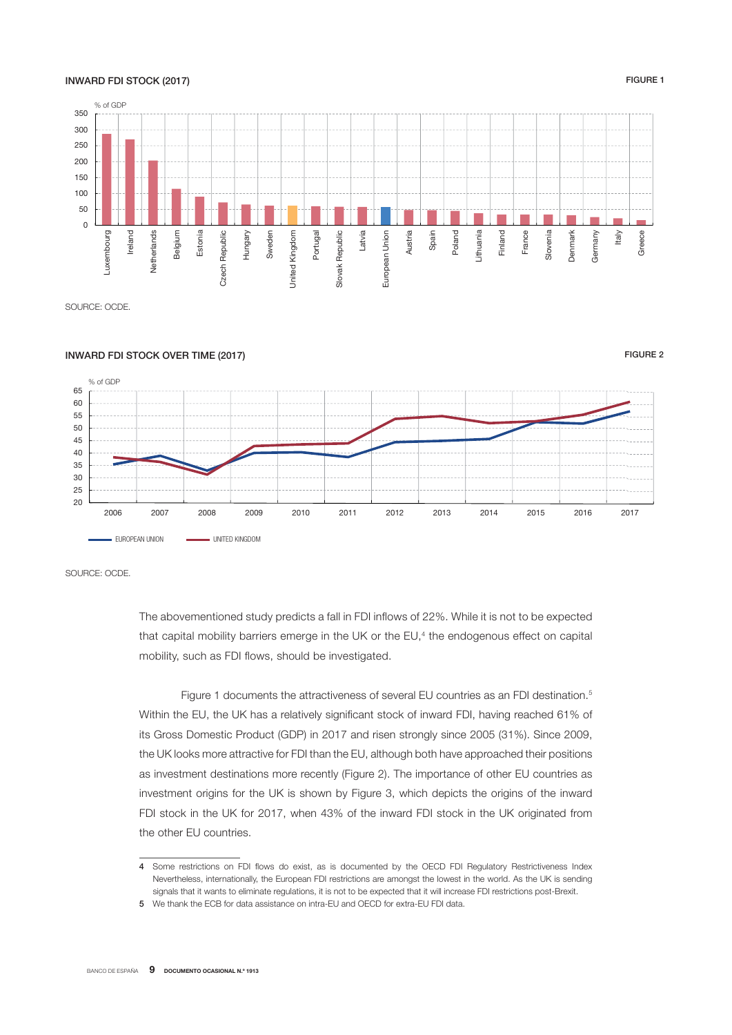**INWARD FDI STOCK (2017)** FIGURE 1

SOURCE: OCDE.

**INWARD FDI STOCK OVER TIME (2017)** FIGURE 2

SOURCE: OCDE.

The abovementioned study predicts a fall in FDI inflows of 22%. While it is not to be expected that capital mobility barriers emerge in the UK or the EU,[4] the endogenous effect on capital mobility, such as FDI flows, should be investigated.

Figure 1 documents the attractiveness of several EU countries as an FDI destination.[5] Within the EU, the UK has a relatively significant stock of inward FDI, having reached 61% of its Gross Domestic Product (GDP) in 2017 and risen strongly since 2005 (31%). Since 2009, the UK looks more attractive for FDI than the EU, although both have approached their positions as investment destinations more recently (Figure 2). The importance of other EU countries as investment origins for the UK is shown by Figure 3, which depicts the origins of the inward FDI stock in the UK for 2017, when 43% of the inward FDI stock in the UK originated from the other EU countries.

---

4 Some restrictions on FDI flows do exist, as is documented by the OECD FDI Regulatory Restrictiveness Index Nevertheless, internationally, the European FDI restrictions are amongst the lowest in the world. As the UK is sending signals that it wants to eliminate regulations, it is not to be expected that it will increase FDI restrictions post-Brexit.

5 We thank the ECB for data assistance on intra-EU and OECD for extra-EU FDI data.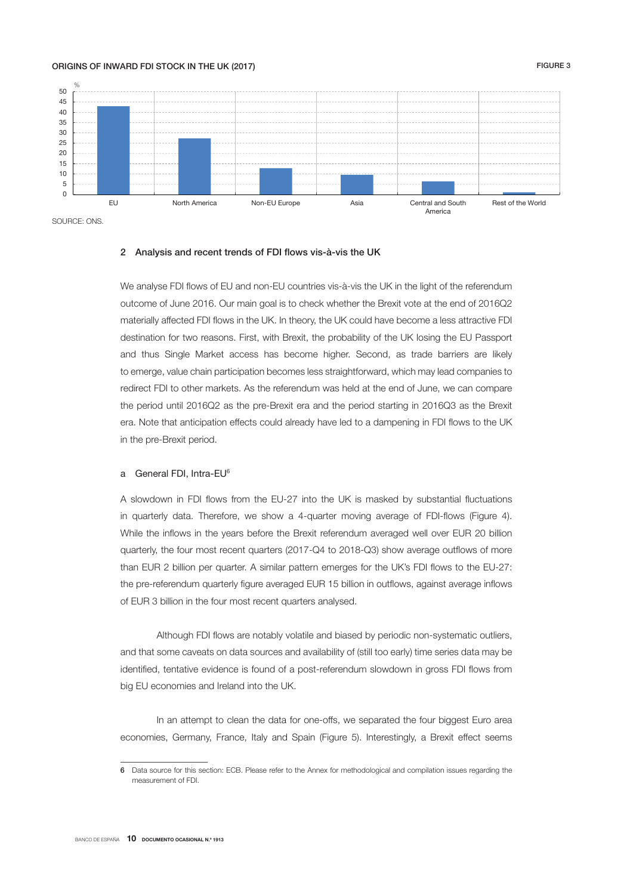ORIGINS OF INWARD FDI STOCK IN THE UK (2017)

FIGURE 3

SOURCE: ONS.

## 2 Analysis and recent trends of FDI flows vis-à-vis the UK

We analyse FDI flows of EU and non-EU countries vis-à-vis the UK in the light of the referendum outcome of June 2016. Our main goal is to check whether the Brexit vote at the end of 2016Q2 materially affected FDI flows in the UK. In theory, the UK could have become a less attractive FDI destination for two reasons. First, with Brexit, the probability of the UK losing the EU Passport and thus Single Market access has become higher. Second, as trade barriers are likely to emerge, value chain participation becomes less straightforward, which may lead companies to redirect FDI to other markets. As the referendum was held at the end of June, we can compare the period until 2016Q2 as the pre-Brexit era and the period starting in 2016Q3 as the Brexit era. Note that anticipation effects could already have led to a dampening in FDI flows to the UK in the pre-Brexit period.

### a General FDI, Intra-EU[6]

A slowdown in FDI flows from the EU-27 into the UK is masked by substantial fluctuations in quarterly data. Therefore, we show a 4-quarter moving average of FDI-flows (Figure 4). While the inflows in the years before the Brexit referendum averaged well over EUR 20 billion quarterly, the four most recent quarters (2017-Q4 to 2018-Q3) show average outflows of more than EUR 2 billion per quarter. A similar pattern emerges for the UK's FDI flows to the EU-27: the pre-referendum quarterly figure averaged EUR 15 billion in outflows, against average inflows of EUR 3 billion in the four most recent quarters analysed.

Although FDI flows are notably volatile and biased by periodic non-systematic outliers, and that some caveats on data sources and availability of (still too early) time series data may be identified, tentative evidence is found of a post-referendum slowdown in gross FDI flows from big EU economies and Ireland into the UK.

In an attempt to clean the data for one-offs, we separated the four biggest Euro area economies, Germany, France, Italy and Spain (Figure 5). Interestingly, a Brexit effect seems

[6] Data source for this section: ECB. Please refer to the Annex for methodological and compilation issues regarding the measurement of FDI.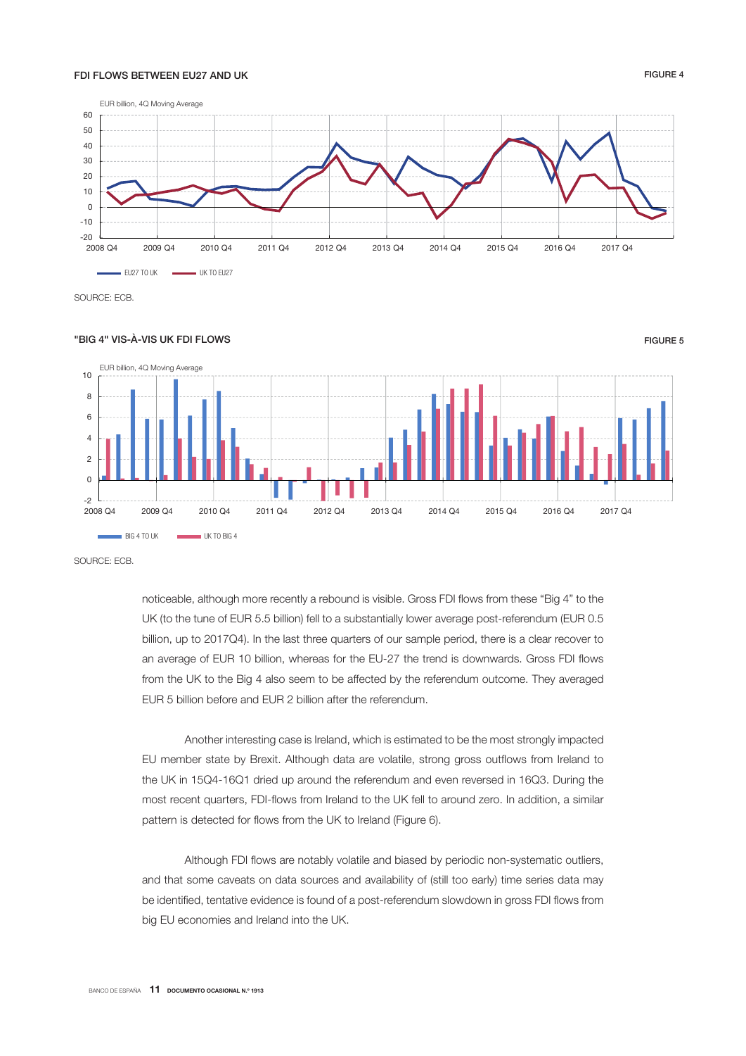**FDI FLOWS BETWEEN EU27 AND UK** FIGURE 4

SOURCE: ECB.

**"BIG 4" VIS-À-VIS UK FDI FLOWS** FIGURE 5

SOURCE: ECB.

noticeable, although more recently a rebound is visible. Gross FDI flows from these "Big 4" to the UK (to the tune of EUR 5.5 billion) fell to a substantially lower average post-referendum (EUR 0.5 billion, up to 2017Q4). In the last three quarters of our sample period, there is a clear recover to an average of EUR 10 billion, whereas for the EU-27 the trend is downwards. Gross FDI flows from the UK to the Big 4 also seem to be affected by the referendum outcome. They averaged EUR 5 billion before and EUR 2 billion after the referendum.

Another interesting case is Ireland, which is estimated to be the most strongly impacted EU member state by Brexit. Although data are volatile, strong gross outflows from Ireland to the UK in 15Q4-16Q1 dried up around the referendum and even reversed in 16Q3. During the most recent quarters, FDI-flows from Ireland to the UK fell to around zero. In addition, a similar pattern is detected for flows from the UK to Ireland (Figure 6).

Although FDI flows are notably volatile and biased by periodic non-systematic outliers, and that some caveats on data sources and availability of (still too early) time series data may be identified, tentative evidence is found of a post-referendum slowdown in gross FDI flows from big EU economies and Ireland into the UK.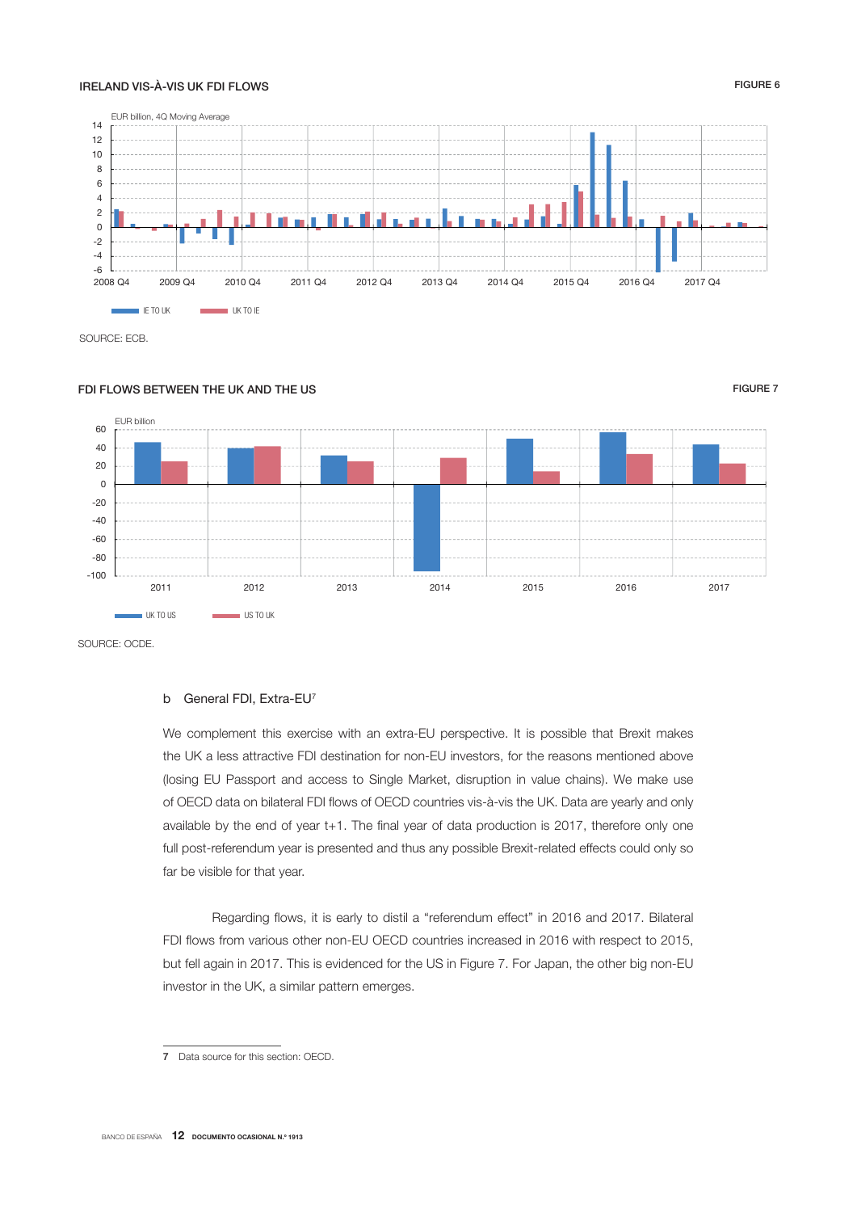IRELAND VIS-À-VIS UK FDI FLOWS

FIGURE 6

EUR billion, 4Q Moving Average

IE TO UK — UK TO IE

SOURCE: ECB.

FDI FLOWS BETWEEN THE UK AND THE US

FIGURE 7

EUR billion

UK TO US — US TO UK

SOURCE: OCDE.

### b General FDI, Extra-EU[7]

We complement this exercise with an extra-EU perspective. It is possible that Brexit makes the UK a less attractive FDI destination for non-EU investors, for the reasons mentioned above (losing EU Passport and access to Single Market, disruption in value chains). We make use of OECD data on bilateral FDI flows of OECD countries vis-à-vis the UK. Data are yearly and only available by the end of year t+1. The final year of data production is 2017, therefore only one full post-referendum year is presented and thus any possible Brexit-related effects could only so far be visible for that year.

Regarding flows, it is early to distil a "referendum effect" in 2016 and 2017. Bilateral FDI flows from various other non-EU OECD countries increased in 2016 with respect to 2015, but fell again in 2017. This is evidenced for the US in Figure 7. For Japan, the other big non-EU investor in the UK, a similar pattern emerges.

---

7 Data source for this section: OECD.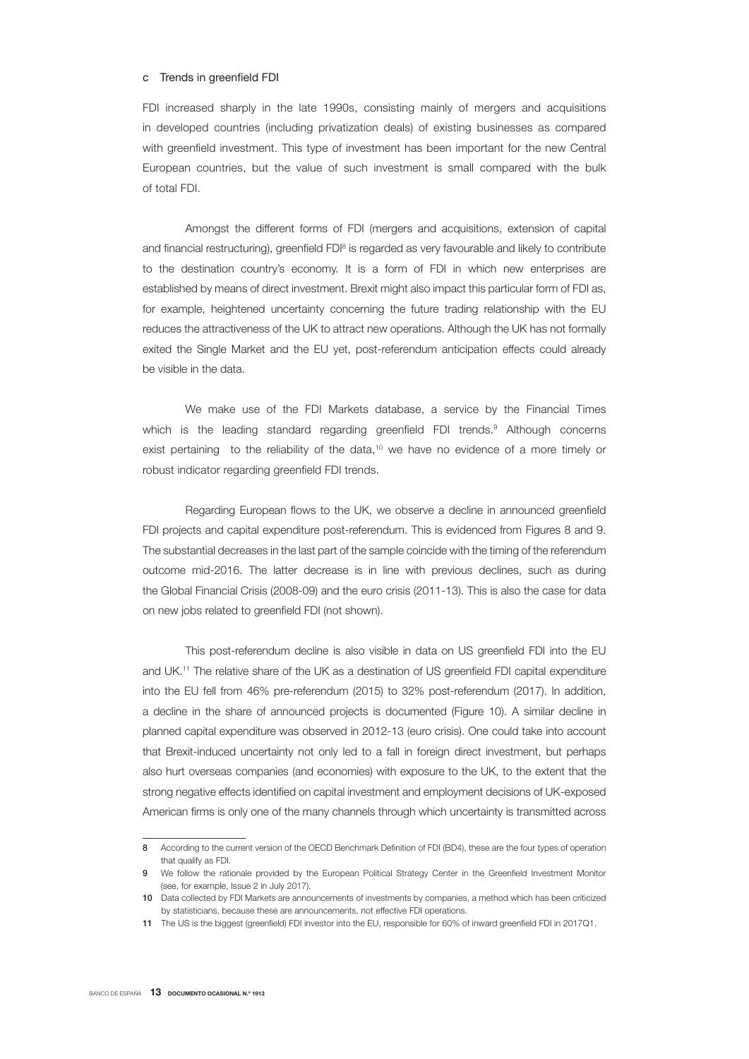### c Trends in greenfield FDI

FDI increased sharply in the late 1990s, consisting mainly of mergers and acquisitions in developed countries (including privatization deals) of existing businesses as compared with greenfield investment. This type of investment has been important for the new Central European countries, but the value of such investment is small compared with the bulk of total FDI.

Amongst the different forms of FDI (mergers and acquisitions, extension of capital and financial restructuring), greenfield FDI[8] is regarded as very favourable and likely to contribute to the destination country's economy. It is a form of FDI in which new enterprises are established by means of direct investment. Brexit might also impact this particular form of FDI as, for example, heightened uncertainty concerning the future trading relationship with the EU reduces the attractiveness of the UK to attract new operations. Although the UK has not formally exited the Single Market and the EU yet, post-referendum anticipation effects could already be visible in the data.

We make use of the FDI Markets database, a service by the Financial Times which is the leading standard regarding greenfield FDI trends.[9] Although concerns exist pertaining to the reliability of the data,[10] we have no evidence of a more timely or robust indicator regarding greenfield FDI trends.

Regarding European flows to the UK, we observe a decline in announced greenfield FDI projects and capital expenditure post-referendum. This is evidenced from Figures 8 and 9. The substantial decreases in the last part of the sample coincide with the timing of the referendum outcome mid-2016. The latter decrease is in line with previous declines, such as during the Global Financial Crisis (2008-09) and the euro crisis (2011-13). This is also the case for data on new jobs related to greenfield FDI (not shown).

This post-referendum decline is also visible in data on US greenfield FDI into the EU and UK.[11] The relative share of the UK as a destination of US greenfield FDI capital expenditure into the EU fell from 46% pre-referendum (2015) to 32% post-referendum (2017). In addition, a decline in the share of announced projects is documented (Figure 10). A similar decline in planned capital expenditure was observed in 2012-13 (euro crisis). One could take into account that Brexit-induced uncertainty not only led to a fall in foreign direct investment, but perhaps also hurt overseas companies (and economies) with exposure to the UK, to the extent that the strong negative effects identified on capital investment and employment decisions of UK-exposed American firms is only one of the many channels through which uncertainty is transmitted across

---

8 According to the current version of the OECD Benchmark Definition of FDI (BD4), these are the four types of operation that qualify as FDI.

9 We follow the rationale provided by the European Political Strategy Center in the Greenfield Investment Monitor (see, for example, Issue 2 in July 2017).

10 Data collected by FDI Markets are announcements of investments by companies, a method which has been criticized by statisticians, because these are announcements, not effective FDI operations.

11 The US is the biggest (greenfield) FDI investor into the EU, responsible for 60% of inward greenfield FDI in 2017Q1.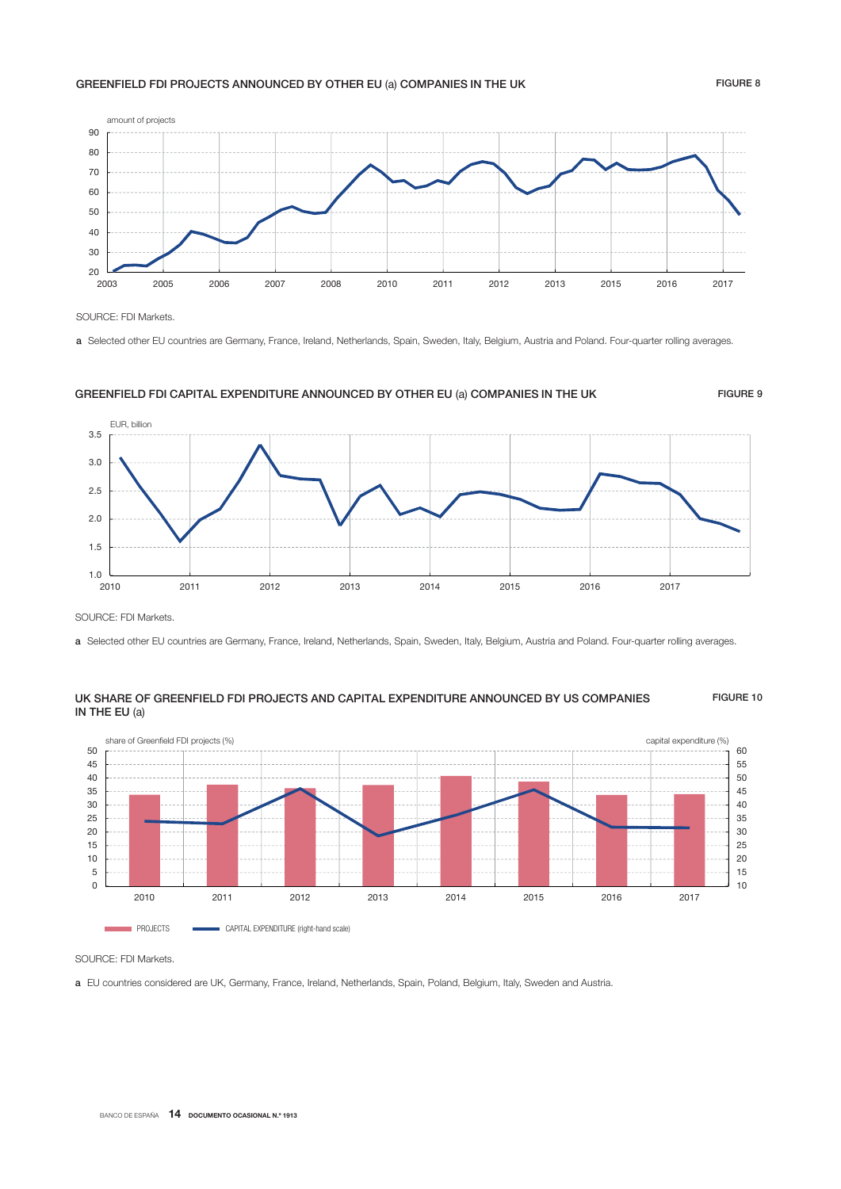GREENFIELD FDI PROJECTS ANNOUNCED BY OTHER EU (a) COMPANIES IN THE UK

FIGURE 8

SOURCE: FDI Markets.

a Selected other EU countries are Germany, France, Ireland, Netherlands, Spain, Sweden, Italy, Belgium, Austria and Poland. Four-quarter rolling averages.

GREENFIELD FDI CAPITAL EXPENDITURE ANNOUNCED BY OTHER EU (a) COMPANIES IN THE UK

FIGURE 9

SOURCE: FDI Markets.

a Selected other EU countries are Germany, France, Ireland, Netherlands, Spain, Sweden, Italy, Belgium, Austria and Poland. Four-quarter rolling averages.

UK SHARE OF GREENFIELD FDI PROJECTS AND CAPITAL EXPENDITURE ANNOUNCED BY US COMPANIES IN THE EU (a)

FIGURE 10

SOURCE: FDI Markets.

a EU countries considered are UK, Germany, France, Ireland, Netherlands, Spain, Poland, Belgium, Italy, Sweden and Austria.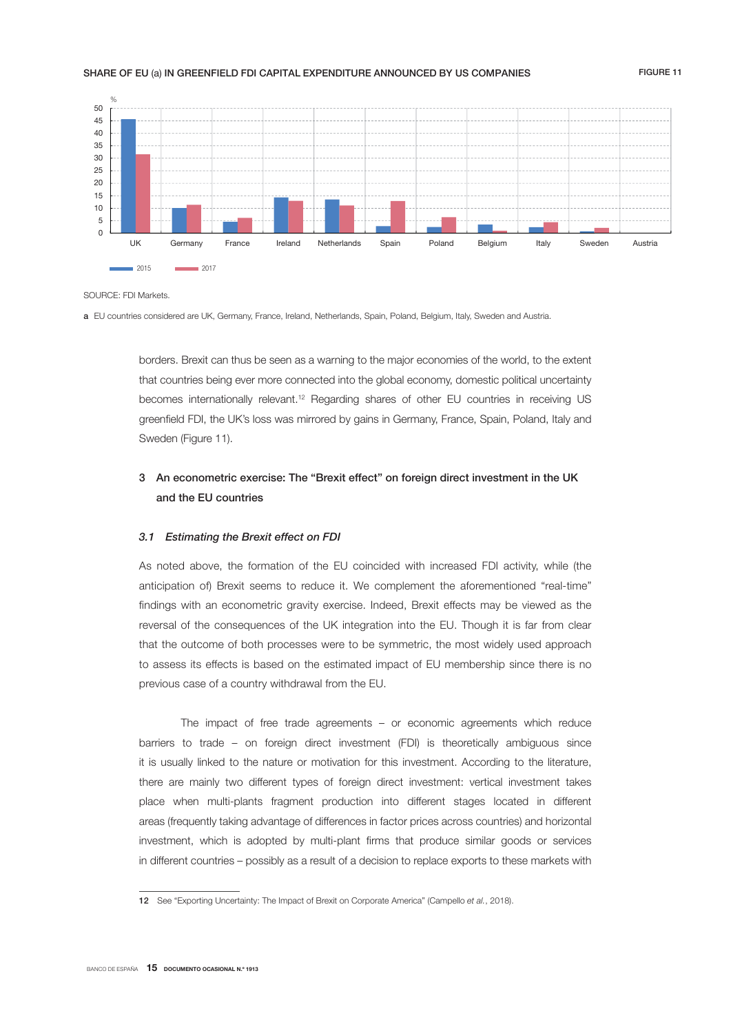SHARE OF EU (a) IN GREENFIELD FDI CAPITAL EXPENDITURE ANNOUNCED BY US COMPANIES

FIGURE 11

SOURCE: FDI Markets.

a EU countries considered are UK, Germany, France, Ireland, Netherlands, Spain, Poland, Belgium, Italy, Sweden and Austria.

borders. Brexit can thus be seen as a warning to the major economies of the world, to the extent that countries being ever more connected into the global economy, domestic political uncertainty becomes internationally relevant.[12] Regarding shares of other EU countries in receiving US greenfield FDI, the UK's loss was mirrored by gains in Germany, France, Spain, Poland, Italy and Sweden (Figure 11).

## 3 An econometric exercise: The "Brexit effect" on foreign direct investment in the UK and the EU countries

### *3.1 Estimating the Brexit effect on FDI*

As noted above, the formation of the EU coincided with increased FDI activity, while (the anticipation of) Brexit seems to reduce it. We complement the aforementioned "real-time" findings with an econometric gravity exercise. Indeed, Brexit effects may be viewed as the reversal of the consequences of the UK integration into the EU. Though it is far from clear that the outcome of both processes were to be symmetric, the most widely used approach to assess its effects is based on the estimated impact of EU membership since there is no previous case of a country withdrawal from the EU.

The impact of free trade agreements – or economic agreements which reduce barriers to trade – on foreign direct investment (FDI) is theoretically ambiguous since it is usually linked to the nature or motivation for this investment. According to the literature, there are mainly two different types of foreign direct investment: vertical investment takes place when multi-plants fragment production into different stages located in different areas (frequently taking advantage of differences in factor prices across countries) and horizontal investment, which is adopted by multi-plant firms that produce similar goods or services in different countries – possibly as a result of a decision to replace exports to these markets with

12 See "Exporting Uncertainty: The Impact of Brexit on Corporate America" (Campello *et al.*, 2018).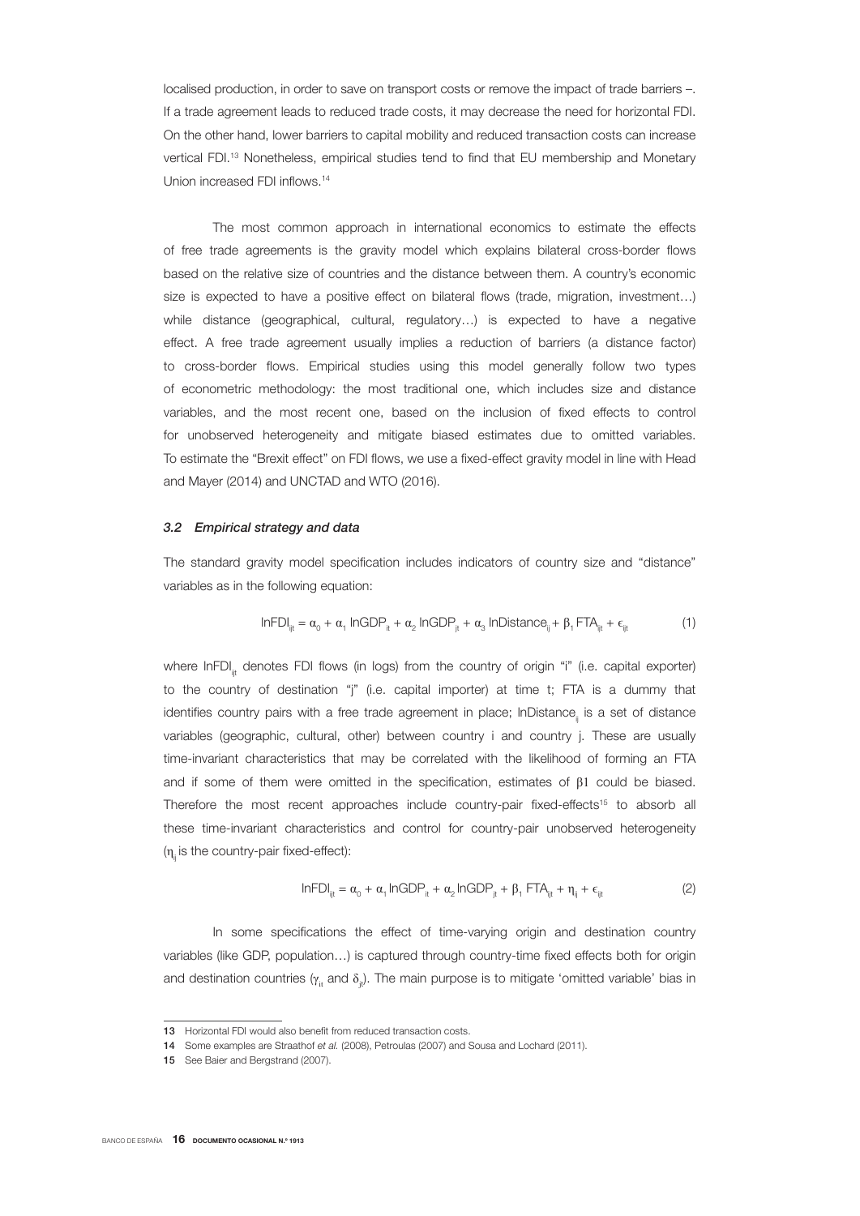localised production, in order to save on transport costs or remove the impact of trade barriers –. If a trade agreement leads to reduced trade costs, it may decrease the need for horizontal FDI. On the other hand, lower barriers to capital mobility and reduced transaction costs can increase vertical FDI.[13] Nonetheless, empirical studies tend to find that EU membership and Monetary Union increased FDI inflows.[14]

The most common approach in international economics to estimate the effects of free trade agreements is the gravity model which explains bilateral cross-border flows based on the relative size of countries and the distance between them. A country's economic size is expected to have a positive effect on bilateral flows (trade, migration, investment…) while distance (geographical, cultural, regulatory…) is expected to have a negative effect. A free trade agreement usually implies a reduction of barriers (a distance factor) to cross-border flows. Empirical studies using this model generally follow two types of econometric methodology: the most traditional one, which includes size and distance variables, and the most recent one, based on the inclusion of fixed effects to control for unobserved heterogeneity and mitigate biased estimates due to omitted variables. To estimate the "Brexit effect" on FDI flows, we use a fixed-effect gravity model in line with Head and Mayer (2014) and UNCTAD and WTO (2016).

### *3.2 Empirical strategy and data*

The standard gravity model specification includes indicators of country size and "distance" variables as in the following equation:

$$\ln FDI_{ijt} = \alpha_0 + \alpha_1 \ln GDP_{it} + \alpha_2 \ln GDP_{jt} + \alpha_3 \ln Distance_{ij} + \beta_1 FTA_{ijt} + \epsilon_{ijt} \quad (1)$$

where $\ln FDI_{ijt}$ denotes FDI flows (in logs) from the country of origin "i" (i.e. capital exporter) to the country of destination "j" (i.e. capital importer) at time t; FTA is a dummy that identifies country pairs with a free trade agreement in place; $\ln Distance_{ij}$ is a set of distance variables (geographic, cultural, other) between country i and country j. These are usually time-invariant characteristics that may be correlated with the likelihood of forming an FTA and if some of them were omitted in the specification, estimates of $\beta 1$ could be biased. Therefore the most recent approaches include country-pair fixed-effects[15] to absorb all these time-invariant characteristics and control for country-pair unobserved heterogeneity ($\eta_{ij}$ is the country-pair fixed-effect):

$$\ln FDI_{ijt} = \alpha_0 + \alpha_1 \ln GDP_{it} + \alpha_2 \ln GDP_{jt} + \beta_1 FTA_{ijt} + \eta_{ij} + \epsilon_{ijt} \quad (2)$$

In some specifications the effect of time-varying origin and destination country variables (like GDP, population…) is captured through country-time fixed effects both for origin and destination countries ($\gamma_{it}$ and $\delta_{jt}$). The main purpose is to mitigate 'omitted variable' bias in

---

13 Horizontal FDI would also benefit from reduced transaction costs.

14 Some examples are Straathof *et al.* (2008), Petroulas (2007) and Sousa and Lochard (2011).

15 See Baier and Bergstrand (2007).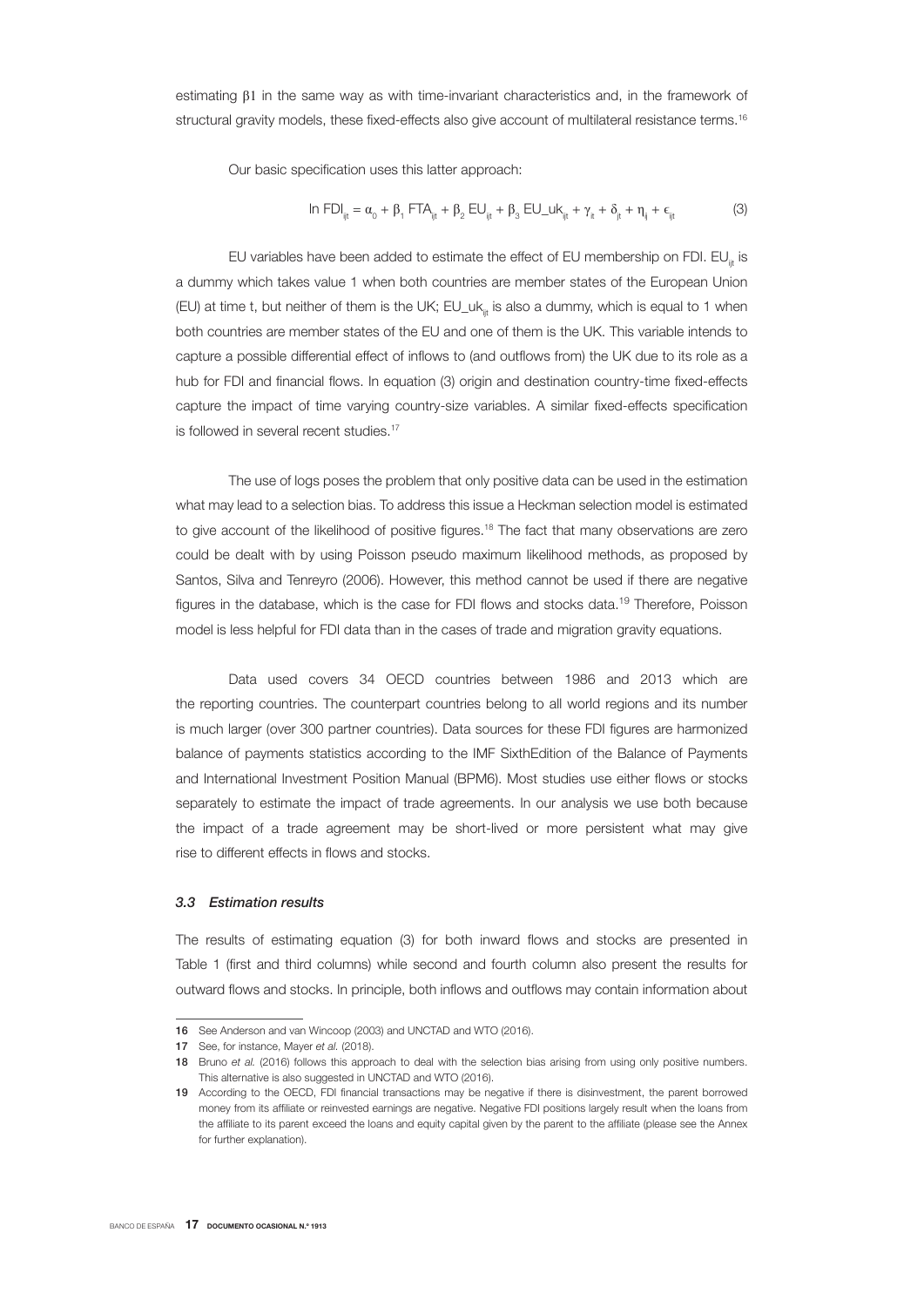estimating β1 in the same way as with time-invariant characteristics and, in the framework of structural gravity models, these fixed-effects also give account of multilateral resistance terms.[16]

Our basic specification uses this latter approach:

$$\ln FDI_{ijt} = \alpha_0 + \beta_1 FTA_{ijt} + \beta_2 EU_{ijt} + \beta_3 EU\_uk_{ijt} + \gamma_{it} + \delta_{jt} + \eta_{ij} + \epsilon_{ijt} \quad (3)$$

EU variables have been added to estimate the effect of EU membership on FDI. $EU_{ijt}$ is a dummy which takes value 1 when both countries are member states of the European Union (EU) at time t, but neither of them is the UK; $EU\_uk_{ijt}$ is also a dummy, which is equal to 1 when both countries are member states of the EU and one of them is the UK. This variable intends to capture a possible differential effect of inflows to (and outflows from) the UK due to its role as a hub for FDI and financial flows. In equation (3) origin and destination country-time fixed-effects capture the impact of time varying country-size variables. A similar fixed-effects specification is followed in several recent studies.[17]

The use of logs poses the problem that only positive data can be used in the estimation what may lead to a selection bias. To address this issue a Heckman selection model is estimated to give account of the likelihood of positive figures.[18] The fact that many observations are zero could be dealt with by using Poisson pseudo maximum likelihood methods, as proposed by Santos, Silva and Tenreyro (2006). However, this method cannot be used if there are negative figures in the database, which is the case for FDI flows and stocks data.[19] Therefore, Poisson model is less helpful for FDI data than in the cases of trade and migration gravity equations.

Data used covers 34 OECD countries between 1986 and 2013 which are the reporting countries. The counterpart countries belong to all world regions and its number is much larger (over 300 partner countries). Data sources for these FDI figures are harmonized balance of payments statistics according to the IMF SixthEdition of the Balance of Payments and International Investment Position Manual (BPM6). Most studies use either flows or stocks separately to estimate the impact of trade agreements. In our analysis we use both because the impact of a trade agreement may be short-lived or more persistent what may give rise to different effects in flows and stocks.

### *3.3 Estimation results*

The results of estimating equation (3) for both inward flows and stocks are presented in Table 1 (first and third columns) while second and fourth column also present the results for outward flows and stocks. In principle, both inflows and outflows may contain information about

---

16 See Anderson and van Wincoop (2003) and UNCTAD and WTO (2016).

17 See, for instance, Mayer *et al.* (2018).

18 Bruno *et al.* (2016) follows this approach to deal with the selection bias arising from using only positive numbers. This alternative is also suggested in UNCTAD and WTO (2016).

19 According to the OECD, FDI financial transactions may be negative if there is disinvestment, the parent borrowed money from its affiliate or reinvested earnings are negative. Negative FDI positions largely result when the loans from the affiliate to its parent exceed the loans and equity capital given by the parent to the affiliate (please see the Annex for further explanation).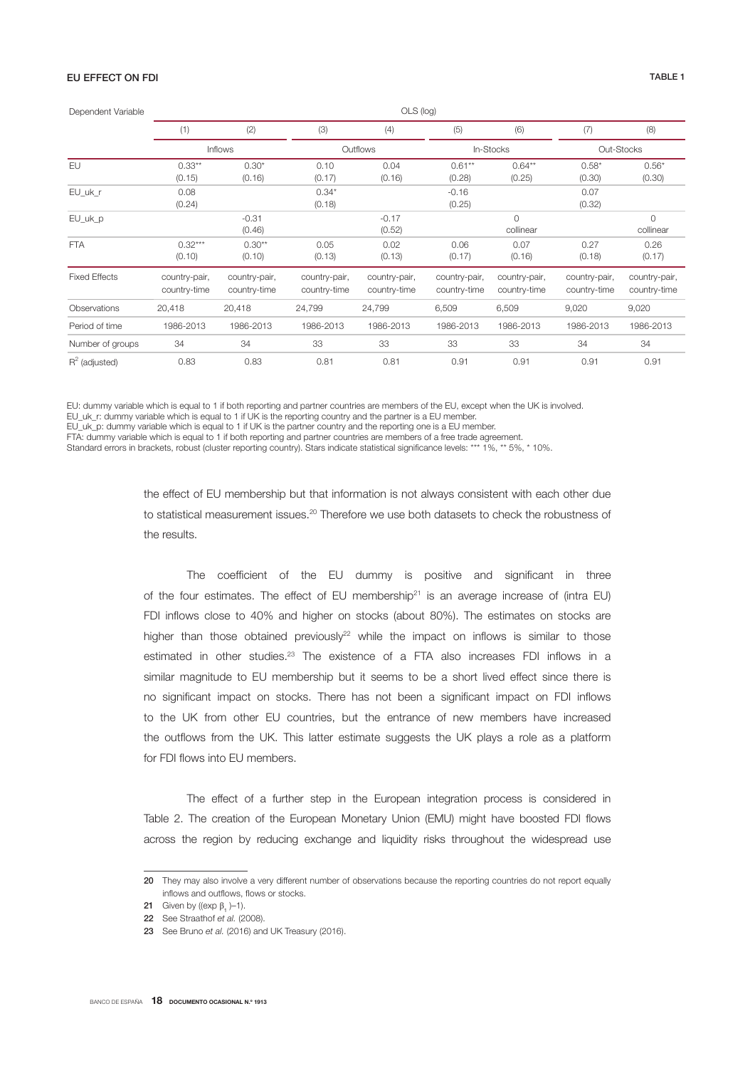**EU EFFECT ON FDI** TABLE 1

| Dependent Variable | OLS (log) | | | | | | | |
|---|---|---|---|---|---|---|---|---|
| | (1) | (2) | (3) | (4) | (5) | (6) | (7) | (8) |
| | Inflows | | Outflows | | In-Stocks | | Out-Stocks | |
| EU | 0.33** (0.15) | 0.30* (0.16) | 0.10 (0.17) | 0.04 (0.16) | 0.61** (0.28) | 0.64** (0.25) | 0.58* (0.30) | 0.56* (0.30) |
| EU_uk_r | 0.08 (0.24) | | 0.34* (0.18) | | -0.16 (0.25) | | 0.07 (0.32) | |
| EU_uk_p | | -0.31 (0.46) | | -0.17 (0.52) | | 0 collinear | | 0 collinear |
| FTA | 0.32*** (0.10) | 0.30** (0.10) | 0.05 (0.13) | 0.02 (0.13) | 0.06 (0.17) | 0.07 (0.16) | 0.27 (0.18) | 0.26 (0.17) |
| Fixed Effects | country-pair, country-time | country-pair, country-time | country-pair, country-time | country-pair, country-time | country-pair, country-time | country-pair, country-time | country-pair, country-time | country-pair, country-time |
| Observations | 20,418 | 20,418 | 24,799 | 24,799 | 6,509 | 6,509 | 9,020 | 9,020 |
| Period of time | 1986-2013 | 1986-2013 | 1986-2013 | 1986-2013 | 1986-2013 | 1986-2013 | 1986-2013 | 1986-2013 |
| Number of groups | 34 | 34 | 33 | 33 | 33 | 33 | 34 | 34 |
| $R^2$ (adjusted) | 0.83 | 0.83 | 0.81 | 0.81 | 0.91 | 0.91 | 0.91 | 0.91 |

EU: dummy variable which is equal to 1 if both reporting and partner countries are members of the EU, except when the UK is involved.
EU_uk_r: dummy variable which is equal to 1 if UK is the reporting country and the partner is a EU member.
EU_uk_p: dummy variable which is equal to 1 if UK is the partner country and the reporting one is a EU member.
FTA: dummy variable which is equal to 1 if both reporting and partner countries are members of a free trade agreement.
Standard errors in brackets, robust (cluster reporting country). Stars indicate statistical significance levels: *** 1%, ** 5%, * 10%.

the effect of EU membership but that information is not always consistent with each other due to statistical measurement issues.[20] Therefore we use both datasets to check the robustness of the results.

The coefficient of the EU dummy is positive and significant in three of the four estimates. The effect of EU membership[21] is an average increase of (intra EU) FDI inflows close to 40% and higher on stocks (about 80%). The estimates on stocks are higher than those obtained previously[22] while the impact on inflows is similar to those estimated in other studies.[23] The existence of a FTA also increases FDI inflows in a similar magnitude to EU membership but it seems to be a short lived effect since there is no significant impact on stocks. There has not been a significant impact on FDI inflows to the UK from other EU countries, but the entrance of new members have increased the outflows from the UK. This latter estimate suggests the UK plays a role as a platform for FDI flows into EU members.

The effect of a further step in the European integration process is considered in Table 2. The creation of the European Monetary Union (EMU) might have boosted FDI flows across the region by reducing exchange and liquidity risks throughout the widespread use

20 They may also involve a very different number of observations because the reporting countries do not report equally inflows and outflows, flows or stocks.

21 Given by $((\exp \beta_1) - 1)$.

22 See Straathof *et al.* (2008).

23 See Bruno *et al.* (2016) and UK Treasury (2016).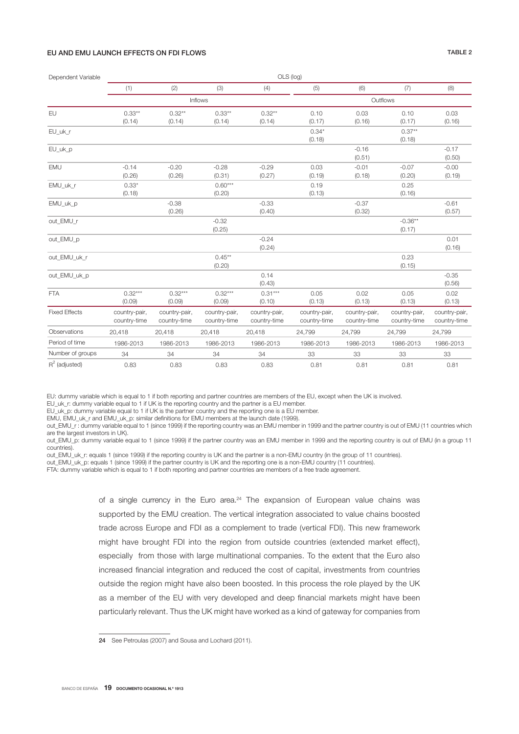**EU AND EMU LAUNCH EFFECTS ON FDI FLOWS** TABLE 2

| Dependent Variable | OLS (log) | | | | | | | |
|---|---|---|---|---|---|---|---|---|
| | (1) | (2) | (3) | (4) | (5) | (6) | (7) | (8) |
| | Inflows | | | | Outflows | | | |
| EU | 0.33** (0.14) | 0.32** (0.14) | 0.33** (0.14) | 0.32** (0.14) | 0.10 (0.17) | 0.03 (0.16) | 0.10 (0.17) | 0.03 (0.16) |
| EU_uk_r | | | | | 0.34* (0.18) | | 0.37** (0.18) | |
| EU_uk_p | | | | | | -0.16 (0.51) | | -0.17 (0.50) |
| EMU | -0.14 (0.26) | -0.20 (0.26) | -0.28 (0.31) | -0.29 (0.27) | 0.03 (0.19) | -0.01 (0.18) | -0.07 (0.20) | -0.00 (0.19) |
| EMU_uk_r | 0.33* (0.18) | | 0.60*** (0.20) | | 0.19 (0.13) | | 0.25 (0.16) | |
| EMU_uk_p | | -0.38 (0.26) | | -0.33 (0.40) | | -0.37 (0.32) | | -0.61 (0.57) |
| out_EMU_r | | | -0.32 (0.25) | | | | -0.36** (0.17) | |
| out_EMU_p | | | | -0.24 (0.24) | | | | 0.01 (0.16) |
| out_EMU_uk_r | | | 0.45** (0.20) | | | | 0.23 (0.15) | |
| out_EMU_uk_p | | | | 0.14 (0.43) | | | | -0.35 (0.56) |
| FTA | 0.32*** (0.09) | 0.32*** (0.09) | 0.32*** (0.09) | 0.31*** (0.10) | 0.05 (0.13) | 0.02 (0.13) | 0.05 (0.13) | 0.02 (0.13) |
| Fixed Effects | country-pair, country-time | country-pair, country-time | country-pair, country-time | country-pair, country-time | country-pair, country-time | country-pair, country-time | country-pair, country-time | country-pair, country-time |
| Observations | 20,418 | 20,418 | 20,418 | 20,418 | 24,799 | 24,799 | 24,799 | 24,799 |
| Period of time | 1986-2013 | 1986-2013 | 1986-2013 | 1986-2013 | 1986-2013 | 1986-2013 | 1986-2013 | 1986-2013 |
| Number of groups | 34 | 34 | 34 | 34 | 33 | 33 | 33 | 33 |
| $R^2$ (adjusted) | 0.83 | 0.83 | 0.83 | 0.83 | 0.81 | 0.81 | 0.81 | 0.81 |

EU: dummy variable which is equal to 1 if both reporting and partner countries are members of the EU, except when the UK is involved.
EU_uk_r: dummy variable equal to 1 if UK is the reporting country and the partner is a EU member.
EU_uk_p: dummy variable equal to 1 if UK is the partner country and the reporting one is a EU member.
EMU, EMU_uk_r and EMU_uk_p: similar definitions for EMU members at the launch date (1999).
out_EMU_r : dummy variable equal to 1 (since 1999) if the reporting country was an EMU member in 1999 and the partner country is out of EMU (11 countries which are the largest investors in UK).
out_EMU_p: dummy variable equal to 1 (since 1999) if the partner country was an EMU member in 1999 and the reporting country is out of EMU (in a group 11 countries).
out_EMU_uk_r: equals 1 (since 1999) if the reporting country is UK and the partner is a non-EMU country (in the group of 11 countries).
out_EMU_uk_p: equals 1 (since 1999) if the partner country is UK and the reporting one is a non-EMU country (11 countries).
FTA: dummy variable which is equal to 1 if both reporting and partner countries are members of a free trade agreement.

of a single currency in the Euro area.[24] The expansion of European value chains was supported by the EMU creation. The vertical integration associated to value chains boosted trade across Europe and FDI as a complement to trade (vertical FDI). This new framework might have brought FDI into the region from outside countries (extended market effect), especially from those with large multinational companies. To the extent that the Euro also increased financial integration and reduced the cost of capital, investments from countries outside the region might have also been boosted. In this process the role played by the UK as a member of the EU with very developed and deep financial markets might have been particularly relevant. Thus the UK might have worked as a kind of gateway for companies from

24 See Petroulas (2007) and Sousa and Lochard (2011).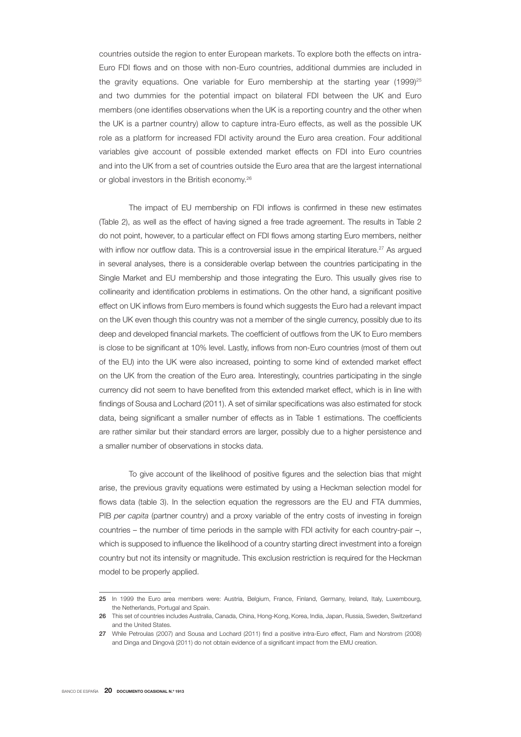countries outside the region to enter European markets. To explore both the effects on intra-Euro FDI flows and on those with non-Euro countries, additional dummies are included in the gravity equations. One variable for Euro membership at the starting year (1999)[25] and two dummies for the potential impact on bilateral FDI between the UK and Euro members (one identifies observations when the UK is a reporting country and the other when the UK is a partner country) allow to capture intra-Euro effects, as well as the possible UK role as a platform for increased FDI activity around the Euro area creation. Four additional variables give account of possible extended market effects on FDI into Euro countries and into the UK from a set of countries outside the Euro area that are the largest international or global investors in the British economy.[26]

The impact of EU membership on FDI inflows is confirmed in these new estimates (Table 2), as well as the effect of having signed a free trade agreement. The results in Table 2 do not point, however, to a particular effect on FDI flows among starting Euro members, neither with inflow nor outflow data. This is a controversial issue in the empirical literature.[27] As argued in several analyses, there is a considerable overlap between the countries participating in the Single Market and EU membership and those integrating the Euro. This usually gives rise to collinearity and identification problems in estimations. On the other hand, a significant positive effect on UK inflows from Euro members is found which suggests the Euro had a relevant impact on the UK even though this country was not a member of the single currency, possibly due to its deep and developed financial markets. The coefficient of outflows from the UK to Euro members is close to be significant at 10% level. Lastly, inflows from non-Euro countries (most of them out of the EU) into the UK were also increased, pointing to some kind of extended market effect on the UK from the creation of the Euro area. Interestingly, countries participating in the single currency did not seem to have benefited from this extended market effect, which is in line with findings of Sousa and Lochard (2011). A set of similar specifications was also estimated for stock data, being significant a smaller number of effects as in Table 1 estimations. The coefficients are rather similar but their standard errors are larger, possibly due to a higher persistence and a smaller number of observations in stocks data.

To give account of the likelihood of positive figures and the selection bias that might arise, the previous gravity equations were estimated by using a Heckman selection model for flows data (table 3). In the selection equation the regressors are the EU and FTA dummies, PIB *per capita* (partner country) and a proxy variable of the entry costs of investing in foreign countries – the number of time periods in the sample with FDI activity for each country-pair –, which is supposed to influence the likelihood of a country starting direct investment into a foreign country but not its intensity or magnitude. This exclusion restriction is required for the Heckman model to be properly applied.

---

25 In 1999 the Euro area members were: Austria, Belgium, France, Finland, Germany, Ireland, Italy, Luxembourg, the Netherlands, Portugal and Spain.

26 This set of countries includes Australia, Canada, China, Hong-Kong, Korea, India, Japan, Russia, Sweden, Switzerland and the United States.

27 While Petroulas (2007) and Sousa and Lochard (2011) find a positive intra-Euro effect, Flam and Norstrom (2008) and Dinga and Dingovà (2011) do not obtain evidence of a significant impact from the EMU creation.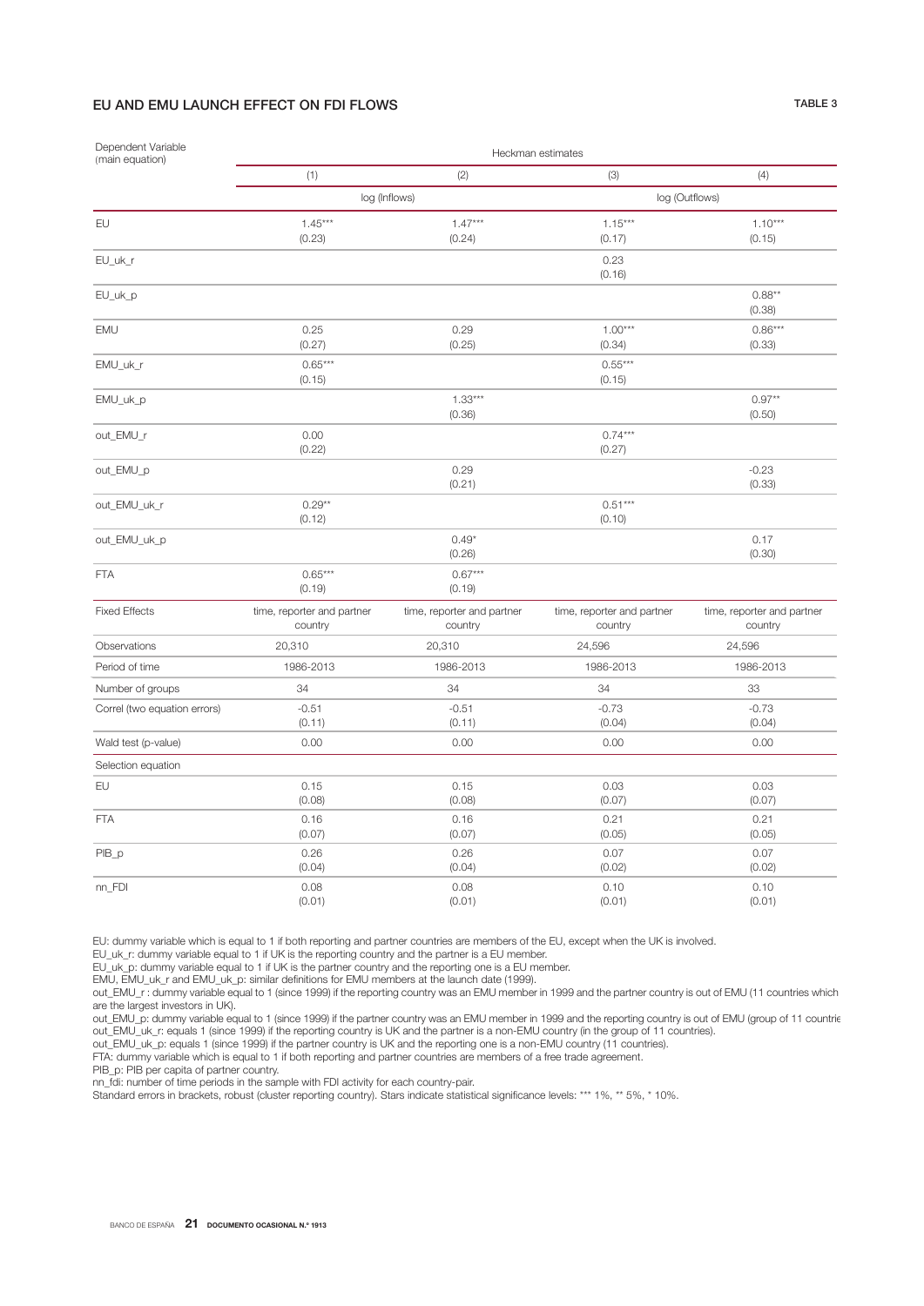## EU AND EMU LAUNCH EFFECT ON FDI FLOWS

TABLE 3

| Dependent Variable (main equation) | Heckman estimates | | | |
|---|---|---|---|---|
| | (1) | (2) | (3) | (4) |
| | log (Inflows) | | log (Outflows) | |
| EU | 1.45*** (0.23) | 1.47*** (0.24) | 1.15*** (0.17) | 1.10*** (0.15) |
| EU_uk_r | | | 0.23 (0.16) | |
| EU_uk_p | | | | 0.88** (0.38) |
| EMU | 0.25 (0.27) | 0.29 (0.25) | 1.00*** (0.34) | 0.86*** (0.33) |
| EMU_uk_r | 0.65*** (0.15) | | 0.55*** (0.15) | |
| EMU_uk_p | | 1.33*** (0.36) | | 0.97** (0.50) |
| out_EMU_r | 0.00 (0.22) | | 0.74*** (0.27) | |
| out_EMU_p | | 0.29 (0.21) | | -0.23 (0.33) |
| out_EMU_uk_r | 0.29** (0.12) | | 0.51*** (0.10) | |
| out_EMU_uk_p | | 0.49* (0.26) | | 0.17 (0.30) |
| FTA | 0.65*** (0.19) | 0.67*** (0.19) | | |
| Fixed Effects | time, reporter and partner country | time, reporter and partner country | time, reporter and partner country | time, reporter and partner country |
| Observations | 20,310 | 20,310 | 24,596 | 24,596 |
| Period of time | 1986-2013 | 1986-2013 | 1986-2013 | 1986-2013 |
| Number of groups | 34 | 34 | 34 | 33 |
| Correl (two equation errors) | -0.51 (0.11) | -0.51 (0.11) | -0.73 (0.04) | -0.73 (0.04) |
| Wald test (p-value) | 0.00 | 0.00 | 0.00 | 0.00 |
| Selection equation | | | | |
| EU | 0.15 (0.08) | 0.15 (0.08) | 0.03 (0.07) | 0.03 (0.07) |
| FTA | 0.16 (0.07) | 0.16 (0.07) | 0.21 (0.05) | 0.21 (0.05) |
| PIB_p | 0.26 (0.04) | 0.26 (0.04) | 0.07 (0.02) | 0.07 (0.02) |
| nn_FDI | 0.08 (0.01) | 0.08 (0.01) | 0.10 (0.01) | 0.10 (0.01) |

EU: dummy variable which is equal to 1 if both reporting and partner countries are members of the EU, except when the UK is involved.
EU_uk_r: dummy variable equal to 1 if UK is the reporting country and the partner is a EU member.
EU_uk_p: dummy variable equal to 1 if UK is the partner country and the reporting one is a EU member.
EMU, EMU_uk_r and EMU_uk_p: similar definitions for EMU members at the launch date (1999).
out_EMU_r : dummy variable equal to 1 (since 1999) if the reporting country was an EMU member in 1999 and the partner country is out of EMU (11 countries which are the largest investors in UK).
out_EMU_p: dummy variable equal to 1 (since 1999) if the partner country was an EMU member in 1999 and the reporting country is out of EMU (group of 11 countrie
out_EMU_uk_r: equals 1 (since 1999) if the reporting country is UK and the partner is a non-EMU country (in the group of 11 countries).
out_EMU_uk_p: equals 1 (since 1999) if the partner country is UK and the reporting one is a non-EMU country (11 countries).
FTA: dummy variable which is equal to 1 if both reporting and partner countries are members of a free trade agreement.
PIB_p: PIB per capita of partner country.
nn_fdi: number of time periods in the sample with FDI activity for each country-pair.
Standard errors in brackets, robust (cluster reporting country). Stars indicate statistical significance levels: *** 1%, ** 5%, * 10%.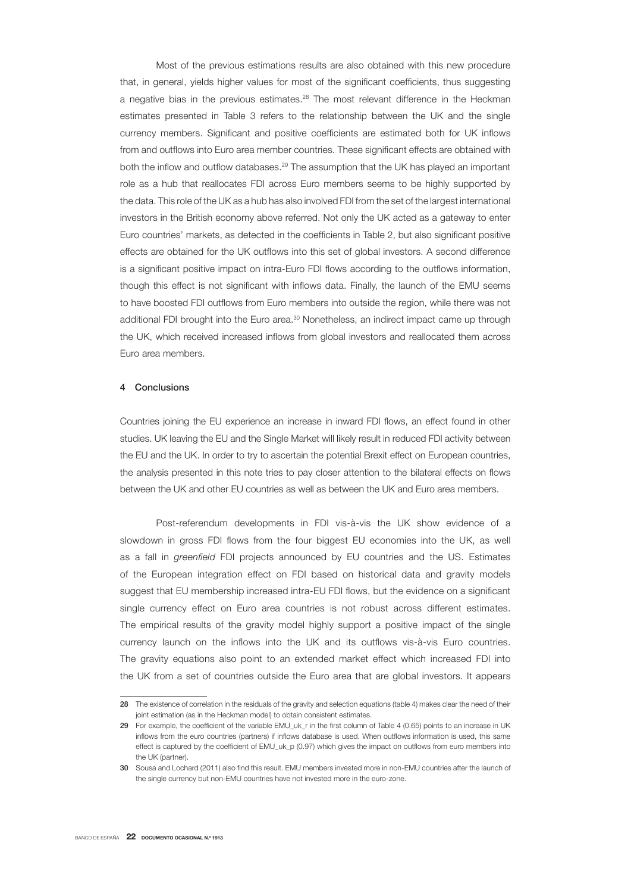Most of the previous estimations results are also obtained with this new procedure that, in general, yields higher values for most of the significant coefficients, thus suggesting a negative bias in the previous estimates.[28] The most relevant difference in the Heckman estimates presented in Table 3 refers to the relationship between the UK and the single currency members. Significant and positive coefficients are estimated both for UK inflows from and outflows into Euro area member countries. These significant effects are obtained with both the inflow and outflow databases.[29] The assumption that the UK has played an important role as a hub that reallocates FDI across Euro members seems to be highly supported by the data. This role of the UK as a hub has also involved FDI from the set of the largest international investors in the British economy above referred. Not only the UK acted as a gateway to enter Euro countries' markets, as detected in the coefficients in Table 2, but also significant positive effects are obtained for the UK outflows into this set of global investors. A second difference is a significant positive impact on intra-Euro FDI flows according to the outflows information, though this effect is not significant with inflows data. Finally, the launch of the EMU seems to have boosted FDI outflows from Euro members into outside the region, while there was not additional FDI brought into the Euro area.[30] Nonetheless, an indirect impact came up through the UK, which received increased inflows from global investors and reallocated them across Euro area members.

## 4 Conclusions

Countries joining the EU experience an increase in inward FDI flows, an effect found in other studies. UK leaving the EU and the Single Market will likely result in reduced FDI activity between the EU and the UK. In order to try to ascertain the potential Brexit effect on European countries, the analysis presented in this note tries to pay closer attention to the bilateral effects on flows between the UK and other EU countries as well as between the UK and Euro area members.

Post-referendum developments in FDI vis-à-vis the UK show evidence of a slowdown in gross FDI flows from the four biggest EU economies into the UK, as well as a fall in *greenfield* FDI projects announced by EU countries and the US. Estimates of the European integration effect on FDI based on historical data and gravity models suggest that EU membership increased intra-EU FDI flows, but the evidence on a significant single currency effect on Euro area countries is not robust across different estimates. The empirical results of the gravity model highly support a positive impact of the single currency launch on the inflows into the UK and its outflows vis-à-vis Euro countries. The gravity equations also point to an extended market effect which increased FDI into the UK from a set of countries outside the Euro area that are global investors. It appears

---

[28] The existence of correlation in the residuals of the gravity and selection equations (table 4) makes clear the need of their joint estimation (as in the Heckman model) to obtain consistent estimates.

[29] For example, the coefficient of the variable EMU_uk_r in the first column of Table 4 (0.65) points to an increase in UK inflows from the euro countries (partners) if inflows database is used. When outflows information is used, this same effect is captured by the coefficient of EMU_uk_p (0.97) which gives the impact on outflows from euro members into the UK (partner).

[30] Sousa and Lochard (2011) also find this result. EMU members invested more in non-EMU countries after the launch of the single currency but non-EMU countries have not invested more in the euro-zone.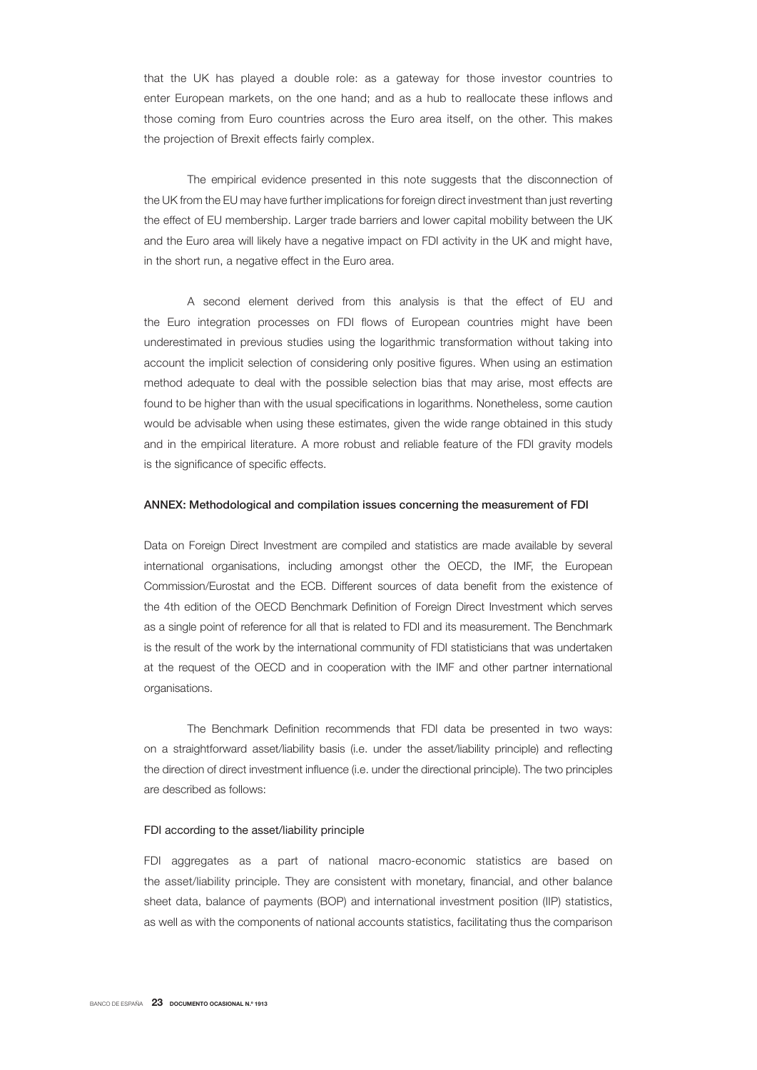that the UK has played a double role: as a gateway for those investor countries to enter European markets, on the one hand; and as a hub to reallocate these inflows and those coming from Euro countries across the Euro area itself, on the other. This makes the projection of Brexit effects fairly complex.

The empirical evidence presented in this note suggests that the disconnection of the UK from the EU may have further implications for foreign direct investment than just reverting the effect of EU membership. Larger trade barriers and lower capital mobility between the UK and the Euro area will likely have a negative impact on FDI activity in the UK and might have, in the short run, a negative effect in the Euro area.

A second element derived from this analysis is that the effect of EU and the Euro integration processes on FDI flows of European countries might have been underestimated in previous studies using the logarithmic transformation without taking into account the implicit selection of considering only positive figures. When using an estimation method adequate to deal with the possible selection bias that may arise, most effects are found to be higher than with the usual specifications in logarithms. Nonetheless, some caution would be advisable when using these estimates, given the wide range obtained in this study and in the empirical literature. A more robust and reliable feature of the FDI gravity models is the significance of specific effects.

## ANNEX: Methodological and compilation issues concerning the measurement of FDI

Data on Foreign Direct Investment are compiled and statistics are made available by several international organisations, including amongst other the OECD, the IMF, the European Commission/Eurostat and the ECB. Different sources of data benefit from the existence of the 4th edition of the OECD Benchmark Definition of Foreign Direct Investment which serves as a single point of reference for all that is related to FDI and its measurement. The Benchmark is the result of the work by the international community of FDI statisticians that was undertaken at the request of the OECD and in cooperation with the IMF and other partner international organisations.

The Benchmark Definition recommends that FDI data be presented in two ways: on a straightforward asset/liability basis (i.e. under the asset/liability principle) and reflecting the direction of direct investment influence (i.e. under the directional principle). The two principles are described as follows:

### FDI according to the asset/liability principle

FDI aggregates as a part of national macro-economic statistics are based on the asset/liability principle. They are consistent with monetary, financial, and other balance sheet data, balance of payments (BOP) and international investment position (IIP) statistics, as well as with the components of national accounts statistics, facilitating thus the comparison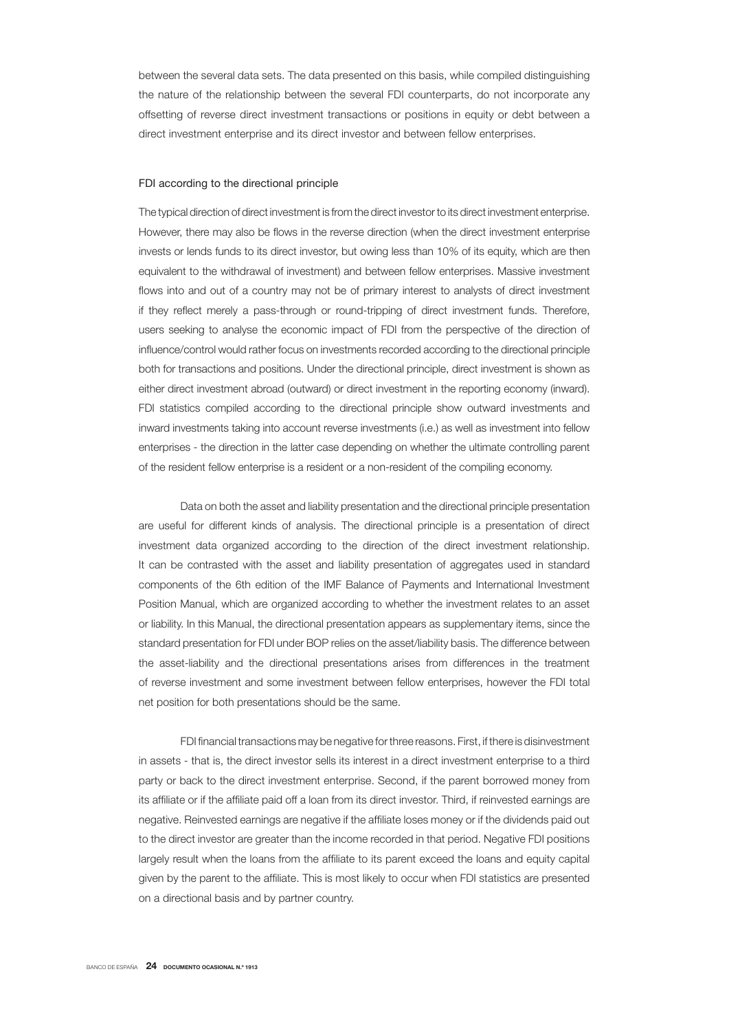between the several data sets. The data presented on this basis, while compiled distinguishing the nature of the relationship between the several FDI counterparts, do not incorporate any offsetting of reverse direct investment transactions or positions in equity or debt between a direct investment enterprise and its direct investor and between fellow enterprises.

### FDI according to the directional principle

The typical direction of direct investment is from the direct investor to its direct investment enterprise. However, there may also be flows in the reverse direction (when the direct investment enterprise invests or lends funds to its direct investor, but owing less than 10% of its equity, which are then equivalent to the withdrawal of investment) and between fellow enterprises. Massive investment flows into and out of a country may not be of primary interest to analysts of direct investment if they reflect merely a pass-through or round-tripping of direct investment funds. Therefore, users seeking to analyse the economic impact of FDI from the perspective of the direction of influence/control would rather focus on investments recorded according to the directional principle both for transactions and positions. Under the directional principle, direct investment is shown as either direct investment abroad (outward) or direct investment in the reporting economy (inward). FDI statistics compiled according to the directional principle show outward investments and inward investments taking into account reverse investments (i.e.) as well as investment into fellow enterprises - the direction in the latter case depending on whether the ultimate controlling parent of the resident fellow enterprise is a resident or a non-resident of the compiling economy.

Data on both the asset and liability presentation and the directional principle presentation are useful for different kinds of analysis. The directional principle is a presentation of direct investment data organized according to the direction of the direct investment relationship. It can be contrasted with the asset and liability presentation of aggregates used in standard components of the 6th edition of the IMF Balance of Payments and International Investment Position Manual, which are organized according to whether the investment relates to an asset or liability. In this Manual, the directional presentation appears as supplementary items, since the standard presentation for FDI under BOP relies on the asset/liability basis. The difference between the asset-liability and the directional presentations arises from differences in the treatment of reverse investment and some investment between fellow enterprises, however the FDI total net position for both presentations should be the same.

FDI financial transactions may be negative for three reasons. First, if there is disinvestment in assets - that is, the direct investor sells its interest in a direct investment enterprise to a third party or back to the direct investment enterprise. Second, if the parent borrowed money from its affiliate or if the affiliate paid off a loan from its direct investor. Third, if reinvested earnings are negative. Reinvested earnings are negative if the affiliate loses money or if the dividends paid out to the direct investor are greater than the income recorded in that period. Negative FDI positions largely result when the loans from the affiliate to its parent exceed the loans and equity capital given by the parent to the affiliate. This is most likely to occur when FDI statistics are presented on a directional basis and by partner country.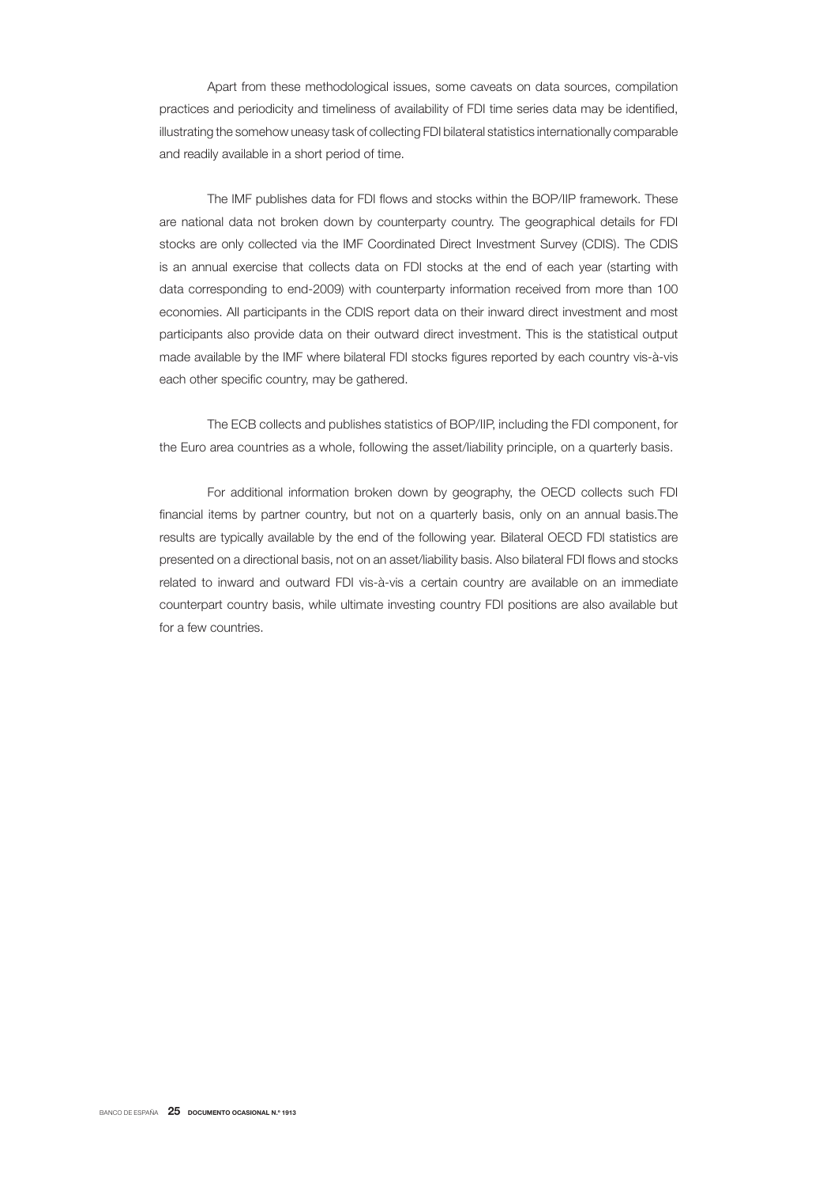Apart from these methodological issues, some caveats on data sources, compilation practices and periodicity and timeliness of availability of FDI time series data may be identified, illustrating the somehow uneasy task of collecting FDI bilateral statistics internationally comparable and readily available in a short period of time.

The IMF publishes data for FDI flows and stocks within the BOP/IIP framework. These are national data not broken down by counterparty country. The geographical details for FDI stocks are only collected via the IMF Coordinated Direct Investment Survey (CDIS). The CDIS is an annual exercise that collects data on FDI stocks at the end of each year (starting with data corresponding to end-2009) with counterparty information received from more than 100 economies. All participants in the CDIS report data on their inward direct investment and most participants also provide data on their outward direct investment. This is the statistical output made available by the IMF where bilateral FDI stocks figures reported by each country vis-à-vis each other specific country, may be gathered.

The ECB collects and publishes statistics of BOP/IIP, including the FDI component, for the Euro area countries as a whole, following the asset/liability principle, on a quarterly basis.

For additional information broken down by geography, the OECD collects such FDI financial items by partner country, but not on a quarterly basis, only on an annual basis.The results are typically available by the end of the following year. Bilateral OECD FDI statistics are presented on a directional basis, not on an asset/liability basis. Also bilateral FDI flows and stocks related to inward and outward FDI vis-à-vis a certain country are available on an immediate counterpart country basis, while ultimate investing country FDI positions are also available but for a few countries.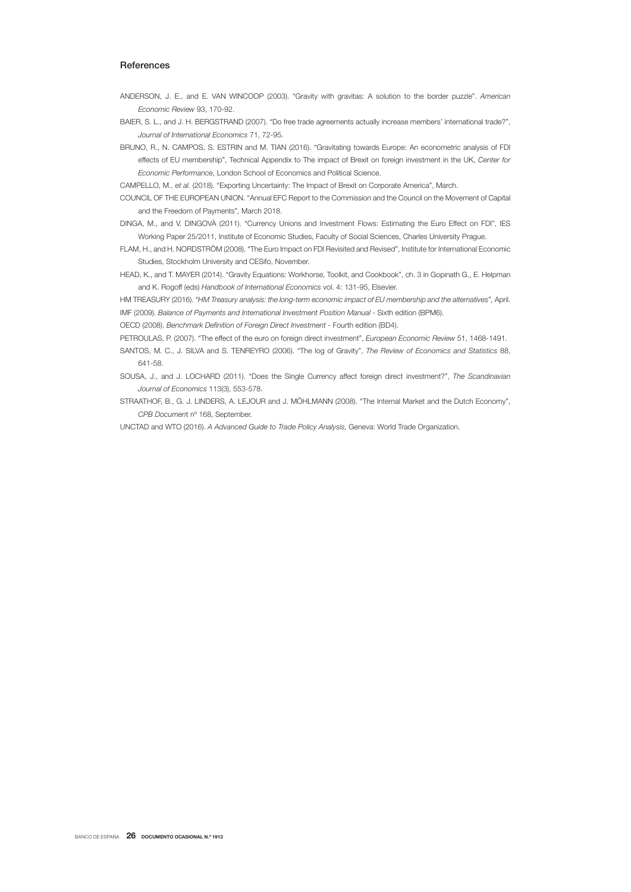## References

ANDERSON, J. E., and E. VAN WINCOOP (2003). "Gravity with gravitas: A solution to the border puzzle". *American Economic Review* 93, 170-92.

BAIER, S. L., and J. H. BERGSTRAND (2007). "Do free trade agreements actually increase members' international trade?", *Journal of International Economics* 71, 72-95.

BRUNO, R., N. CAMPOS, S. ESTRIN and M. TIAN (2016). "Gravitating towards Europe: An econometric analysis of FDI effects of EU membership", Technical Appendix to The impact of Brexit on foreign investment in the UK, *Center for Economic Performance*, London School of Economics and Political Science.

CAMPELLO, M., *et al.* (2018). "Exporting Uncertainty: The Impact of Brexit on Corporate America", March.

COUNCIL OF THE EUROPEAN UNION. "Annual EFC Report to the Commission and the Council on the Movement of Capital and the Freedom of Payments", March 2018.

DINGA, M., and V. DINGOVÀ (2011). "Currency Unions and Investment Flows: Estimating the Euro Effect on FDI", IES Working Paper 25/2011, Institute of Economic Studies, Faculty of Social Sciences, Charles University Prague.

FLAM, H., and H. NORDSTRÖM (2008). "The Euro Impact on FDI Revisited and Revised", Institute for International Economic Studies, Stockholm University and CESifo, November.

HEAD, K., and T. MAYER (2014). "Gravity Equations: Workhorse, Toolkit, and Cookbook", ch. 3 in Gopinath G., E. Helpman and K. Rogoff (eds) *Handbook of International Economics* vol. 4: 131-95, Elsevier.

HM TREASURY (2016). *"HM Treasury analysis: the long-term economic impact of EU membership and the alternatives"*, April.

IMF (2009). *Balance of Payments and International Investment Position Manual* - Sixth edition (BPM6).

OECD (2008). *Benchmark Definition of Foreign Direct Investment* - Fourth edition (BD4).

PETROULAS, P. (2007). "The effect of the euro on foreign direct investment", *European Economic Review* 51, 1468-1491.

SANTOS, M. C., J. SILVA and S. TENREYRO (2006). "The log of Gravity", *The Review of Economics and Statistics* 88, 641-58.

SOUSA, J., and J. LOCHARD (2011). "Does the Single Currency affect foreign direct investment?", *The Scandinavian Journal of Economics* 113(3), 553-578.

STRAATHOF, B., G. J. LINDERS, A. LEJOUR and J. MÖHLMANN (2008). "The Internal Market and the Dutch Economy", *CPB Document* nº 168, September.

UNCTAD and WTO (2016). *A Advanced Guide to Trade Policy Analysis,* Geneva: World Trade Organization.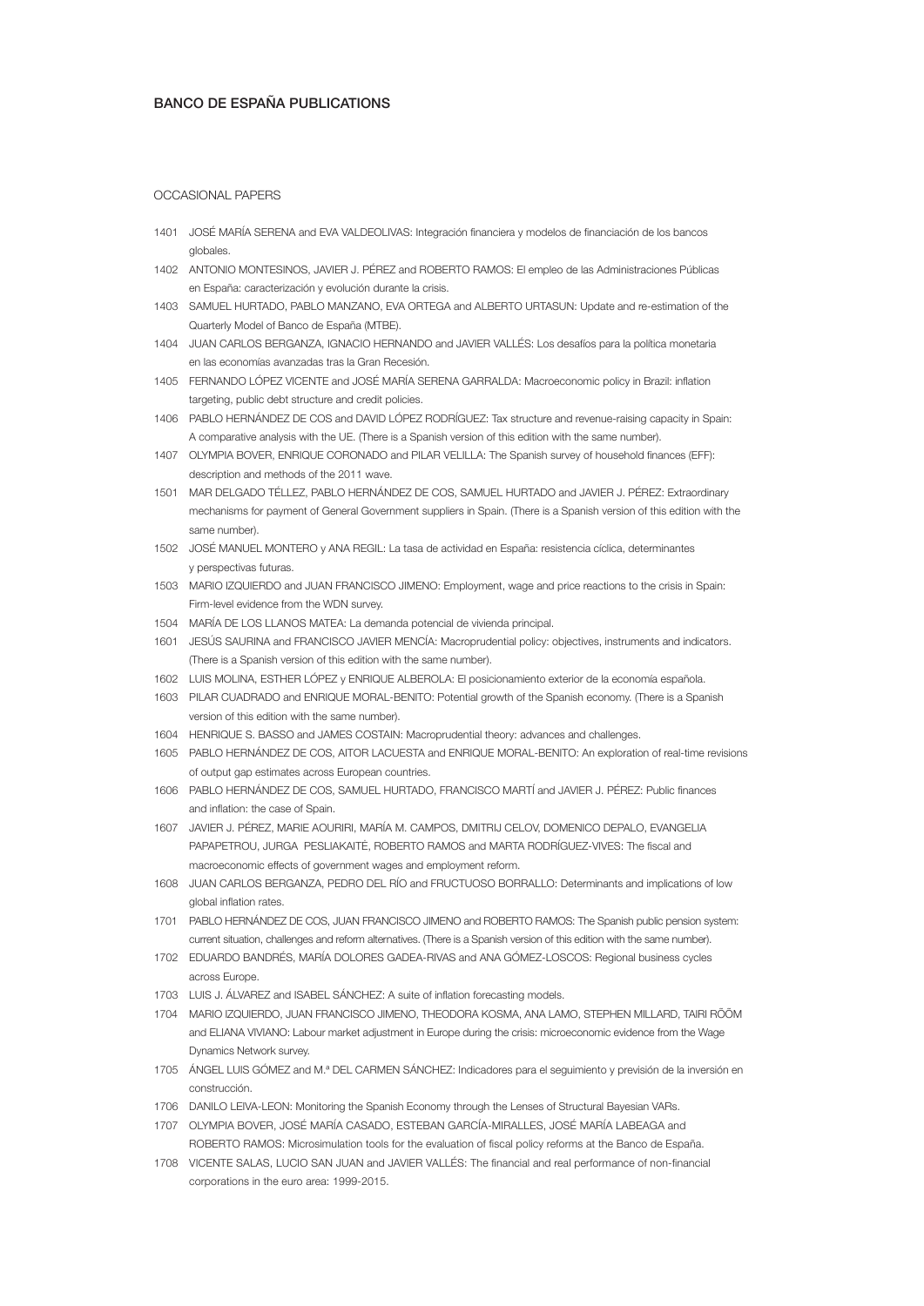## BANCO DE ESPAÑA PUBLICATIONS

### OCCASIONAL PAPERS

1401 JOSÉ MARÍA SERENA and EVA VALDEOLIVAS: Integración financiera y modelos de financiación de los bancos globales.

1402 ANTONIO MONTESINOS, JAVIER J. PÉREZ and ROBERTO RAMOS: El empleo de las Administraciones Públicas en España: caracterización y evolución durante la crisis.

1403 SAMUEL HURTADO, PABLO MANZANO, EVA ORTEGA and ALBERTO URTASUN: Update and re-estimation of the Quarterly Model of Banco de España (MTBE).

1404 JUAN CARLOS BERGANZA, IGNACIO HERNANDO and JAVIER VALLÉS: Los desafíos para la política monetaria en las economías avanzadas tras la Gran Recesión.

1405 FERNANDO LÓPEZ VICENTE and JOSÉ MARÍA SERENA GARRALDA: Macroeconomic policy in Brazil: inflation targeting, public debt structure and credit policies.

1406 PABLO HERNÁNDEZ DE COS and DAVID LÓPEZ RODRÍGUEZ: Tax structure and revenue-raising capacity in Spain: A comparative analysis with the UE. (There is a Spanish version of this edition with the same number).

1407 OLYMPIA BOVER, ENRIQUE CORONADO and PILAR VELILLA: The Spanish survey of household finances (EFF): description and methods of the 2011 wave.

1501 MAR DELGADO TÉLLEZ, PABLO HERNÁNDEZ DE COS, SAMUEL HURTADO and JAVIER J. PÉREZ: Extraordinary mechanisms for payment of General Government suppliers in Spain. (There is a Spanish version of this edition with the same number).

1502 JOSÉ MANUEL MONTERO y ANA REGIL: La tasa de actividad en España: resistencia cíclica, determinantes y perspectivas futuras.

1503 MARIO IZQUIERDO and JUAN FRANCISCO JIMENO: Employment, wage and price reactions to the crisis in Spain: Firm-level evidence from the WDN survey.

1504 MARÍA DE LOS LLANOS MATEA: La demanda potencial de vivienda principal.

1601 JESÚS SAURINA and FRANCISCO JAVIER MENCÍA: Macroprudential policy: objectives, instruments and indicators. (There is a Spanish version of this edition with the same number).

1602 LUIS MOLINA, ESTHER LÓPEZ y ENRIQUE ALBEROLA: El posicionamiento exterior de la economía española.

1603 PILAR CUADRADO and ENRIQUE MORAL-BENITO: Potential growth of the Spanish economy. (There is a Spanish version of this edition with the same number).

1604 HENRIQUE S. BASSO and JAMES COSTAIN: Macroprudential theory: advances and challenges.

1605 PABLO HERNÁNDEZ DE COS, AITOR LACUESTA and ENRIQUE MORAL-BENITO: An exploration of real-time revisions of output gap estimates across European countries.

1606 PABLO HERNÁNDEZ DE COS, SAMUEL HURTADO, FRANCISCO MARTÍ and JAVIER J. PÉREZ: Public finances and inflation: the case of Spain.

1607 JAVIER J. PÉREZ, MARIE AOURIRI, MARÍA M. CAMPOS, DMITRIJ CELOV, DOMENICO DEPALO, EVANGELIA PAPAPETROU, JURGA PESLIAKAITĖ, ROBERTO RAMOS and MARTA RODRÍGUEZ-VIVES: The fiscal and macroeconomic effects of government wages and employment reform.

1608 JUAN CARLOS BERGANZA, PEDRO DEL RÍO and FRUCTUOSO BORRALLO: Determinants and implications of low global inflation rates.

1701 PABLO HERNÁNDEZ DE COS, JUAN FRANCISCO JIMENO and ROBERTO RAMOS: The Spanish public pension system: current situation, challenges and reform alternatives. (There is a Spanish version of this edition with the same number).

1702 EDUARDO BANDRÉS, MARÍA DOLORES GADEA-RIVAS and ANA GÓMEZ-LOSCOS: Regional business cycles across Europe.

1703 LUIS J. ÁLVAREZ and ISABEL SÁNCHEZ: A suite of inflation forecasting models.

1704 MARIO IZQUIERDO, JUAN FRANCISCO JIMENO, THEODORA KOSMA, ANA LAMO, STEPHEN MILLARD, TAIRI RÕÕM and ELIANA VIVIANO: Labour market adjustment in Europe during the crisis: microeconomic evidence from the Wage Dynamics Network survey.

1705 ÁNGEL LUIS GÓMEZ and M.ª DEL CARMEN SÁNCHEZ: Indicadores para el seguimiento y previsión de la inversión en construcción.

1706 DANILO LEIVA-LEON: Monitoring the Spanish Economy through the Lenses of Structural Bayesian VARs.

1707 OLYMPIA BOVER, JOSÉ MARÍA CASADO, ESTEBAN GARCÍA-MIRALLES, JOSÉ MARÍA LABEAGA and ROBERTO RAMOS: Microsimulation tools for the evaluation of fiscal policy reforms at the Banco de España.

1708 VICENTE SALAS, LUCIO SAN JUAN and JAVIER VALLÉS: The financial and real performance of non-financial corporations in the euro area: 1999-2015.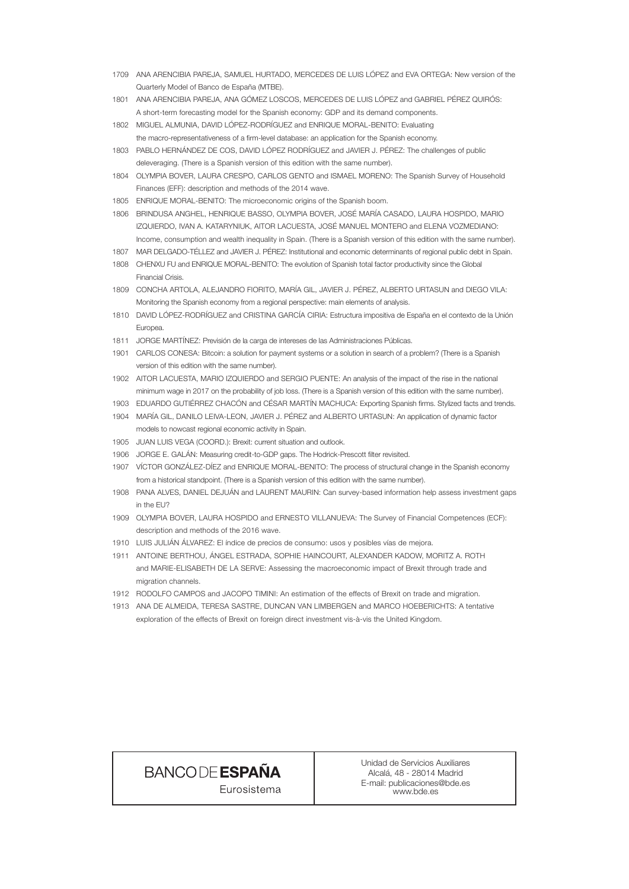1709 ANA ARENCIBIA PAREJA, SAMUEL HURTADO, MERCEDES DE LUIS LÓPEZ and EVA ORTEGA: New version of the Quarterly Model of Banco de España (MTBE).

1801 ANA ARENCIBIA PAREJA, ANA GÓMEZ LOSCOS, MERCEDES DE LUIS LÓPEZ and GABRIEL PÉREZ QUIRÓS: A short-term forecasting model for the Spanish economy: GDP and its demand components.

1802 MIGUEL ALMUNIA, DAVID LÓPEZ-RODRÍGUEZ and ENRIQUE MORAL-BENITO: Evaluating the macro-representativeness of a firm-level database: an application for the Spanish economy.

1803 PABLO HERNÁNDEZ DE COS, DAVID LÓPEZ RODRÍGUEZ and JAVIER J. PÉREZ: The challenges of public deleveraging. (There is a Spanish version of this edition with the same number).

1804 OLYMPIA BOVER, LAURA CRESPO, CARLOS GENTO and ISMAEL MORENO: The Spanish Survey of Household Finances (EFF): description and methods of the 2014 wave.

1805 ENRIQUE MORAL-BENITO: The microeconomic origins of the Spanish boom.

1806 BRINDUSA ANGHEL, HENRIQUE BASSO, OLYMPIA BOVER, JOSÉ MARÍA CASADO, LAURA HOSPIDO, MARIO IZQUIERDO, IVAN A. KATARYNIUK, AITOR LACUESTA, JOSÉ MANUEL MONTERO and ELENA VOZMEDIANO: Income, consumption and wealth inequality in Spain. (There is a Spanish version of this edition with the same number).

1807 MAR DELGADO-TÉLLEZ and JAVIER J. PÉREZ: Institutional and economic determinants of regional public debt in Spain.

1808 CHENXU FU and ENRIQUE MORAL-BENITO: The evolution of Spanish total factor productivity since the Global Financial Crisis.

1809 CONCHA ARTOLA, ALEJANDRO FIORITO, MARÍA GIL, JAVIER J. PÉREZ, ALBERTO URTASUN and DIEGO VILA: Monitoring the Spanish economy from a regional perspective: main elements of analysis.

1810 DAVID LÓPEZ-RODRÍGUEZ and CRISTINA GARCÍA CIRIA: Estructura impositiva de España en el contexto de la Unión Europea.

1811 JORGE MARTÍNEZ: Previsión de la carga de intereses de las Administraciones Públicas.

1901 CARLOS CONESA: Bitcoin: a solution for payment systems or a solution in search of a problem? (There is a Spanish version of this edition with the same number).

1902 AITOR LACUESTA, MARIO IZQUIERDO and SERGIO PUENTE: An analysis of the impact of the rise in the national minimum wage in 2017 on the probability of job loss. (There is a Spanish version of this edition with the same number).

1903 EDUARDO GUTIÉRREZ CHACÓN and CÉSAR MARTÍN MACHUCA: Exporting Spanish firms. Stylized facts and trends.

1904 MARÍA GIL, DANILO LEIVA-LEON, JAVIER J. PÉREZ and ALBERTO URTASUN: An application of dynamic factor models to nowcast regional economic activity in Spain.

1905 JUAN LUIS VEGA (COORD.): Brexit: current situation and outlook.

1906 JORGE E. GALÁN: Measuring credit-to-GDP gaps. The Hodrick-Prescott filter revisited.

1907 VÍCTOR GONZÁLEZ-DÍEZ and ENRIQUE MORAL-BENITO: The process of structural change in the Spanish economy from a historical standpoint. (There is a Spanish version of this edition with the same number).

1908 PANA ALVES, DANIEL DEJUÁN and LAURENT MAURIN: Can survey-based information help assess investment gaps in the EU?

1909 OLYMPIA BOVER, LAURA HOSPIDO and ERNESTO VILLANUEVA: The Survey of Financial Competences (ECF): description and methods of the 2016 wave.

1910 LUIS JULIÁN ÁLVAREZ: El índice de precios de consumo: usos y posibles vías de mejora.

1911 ANTOINE BERTHOU, ÁNGEL ESTRADA, SOPHIE HAINCOURT, ALEXANDER KADOW, MORITZ A. ROTH and MARIE-ELISABETH DE LA SERVE: Assessing the macroeconomic impact of Brexit through trade and migration channels.

1912 RODOLFO CAMPOS and JACOPO TIMINI: An estimation of the effects of Brexit on trade and migration.

1913 ANA DE ALMEIDA, TERESA SASTRE, DUNCAN VAN LIMBERGEN and MARCO HOEBERICHTS: A tentative exploration of the effects of Brexit on foreign direct investment vis-à-vis the United Kingdom.

BANCO DE **ESPAÑA**
Eurosistema

Unidad de Servicios Auxiliares
Alcalá, 48 - 28014 Madrid
E-mail: publicaciones@bde.es
www.bde.es